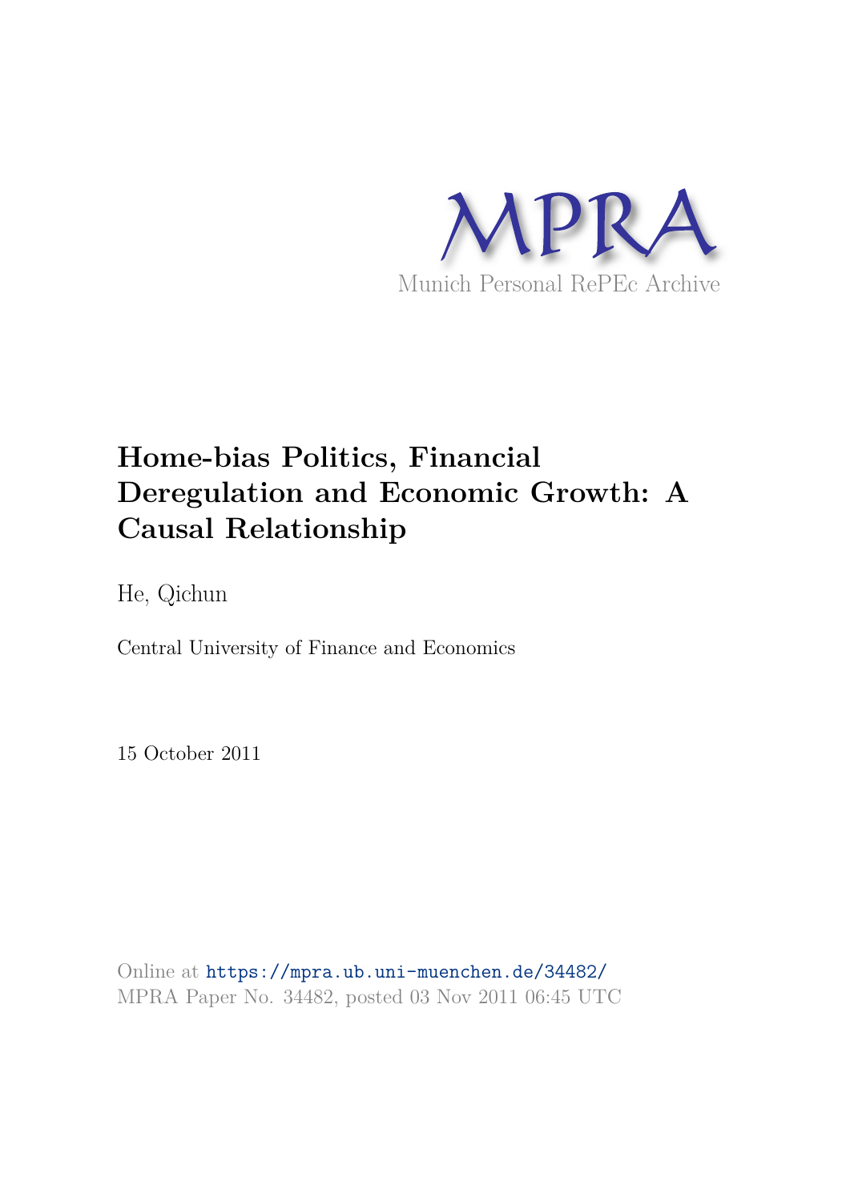MPRA

Munich Personal RePEc Archive

# Home-bias Politics, Financial Deregulation and Economic Growth: A Causal Relationship

He, Qichun

Central University of Finance and Economics

15 October 2011

Online at https://mpra.ub.uni-muenchen.de/34482/
MPRA Paper No. 34482, posted 03 Nov 2011 06:45 UTC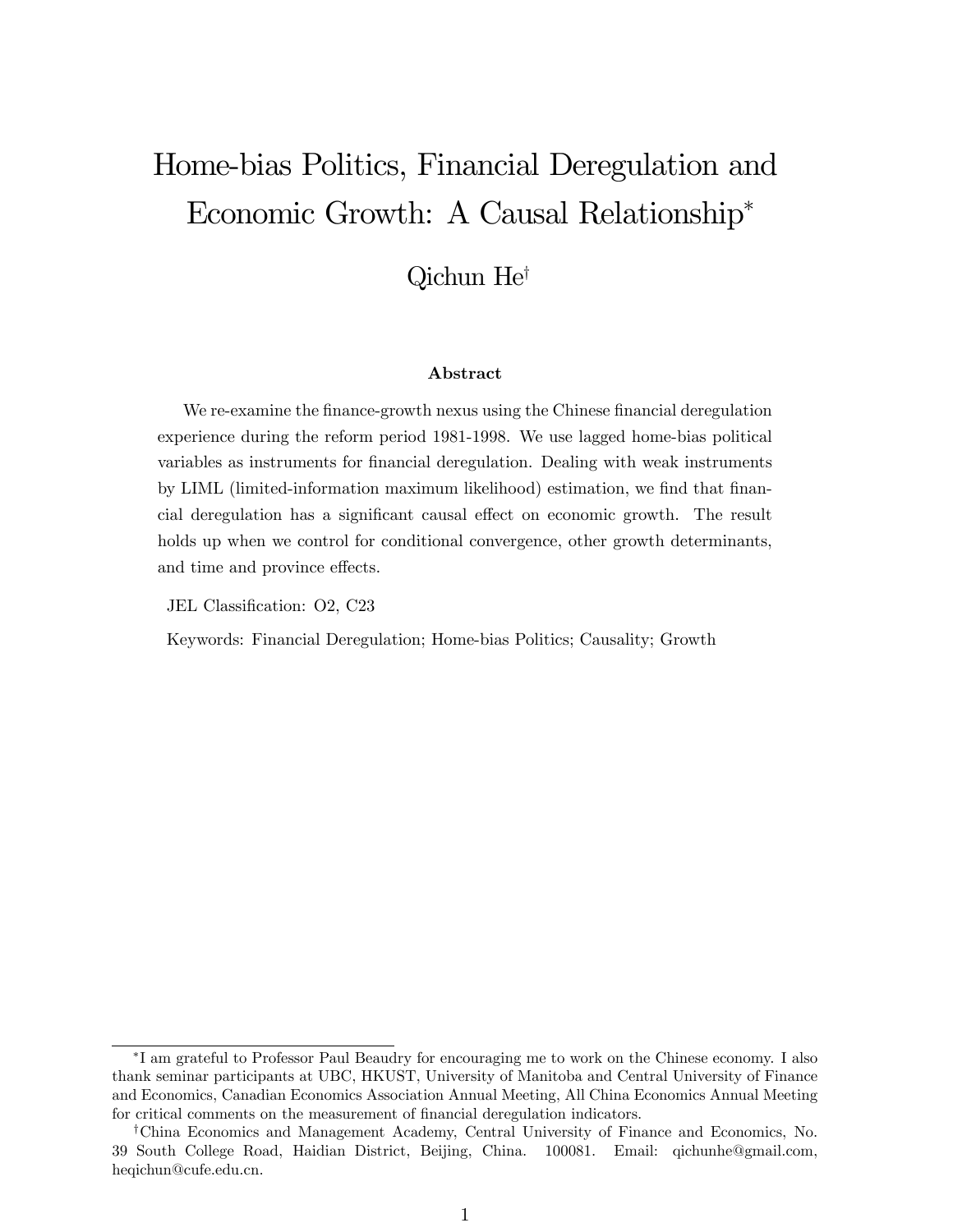# Home-bias Politics, Financial Deregulation and Economic Growth: A Causal Relationship[*]

Qichun He[†]

**Abstract**

We re-examine the finance-growth nexus using the Chinese financial deregulation experience during the reform period 1981-1998. We use lagged home-bias political variables as instruments for financial deregulation. Dealing with weak instruments by LIML (limited-information maximum likelihood) estimation, we find that financial deregulation has a significant causal effect on economic growth. The result holds up when we control for conditional convergence, other growth determinants, and time and province effects.

JEL Classification: O2, C23

Keywords: Financial Deregulation; Home-bias Politics; Causality; Growth

---

[*] I am grateful to Professor Paul Beaudry for encouraging me to work on the Chinese economy. I also thank seminar participants at UBC, HKUST, University of Manitoba and Central University of Finance and Economics, Canadian Economics Association Annual Meeting, All China Economics Annual Meeting for critical comments on the measurement of financial deregulation indicators.

[†] China Economics and Management Academy, Central University of Finance and Economics, No. 39 South College Road, Haidian District, Beijing, China. 100081. Email: qichunhe@gmail.com, heqichun@cufe.edu.cn.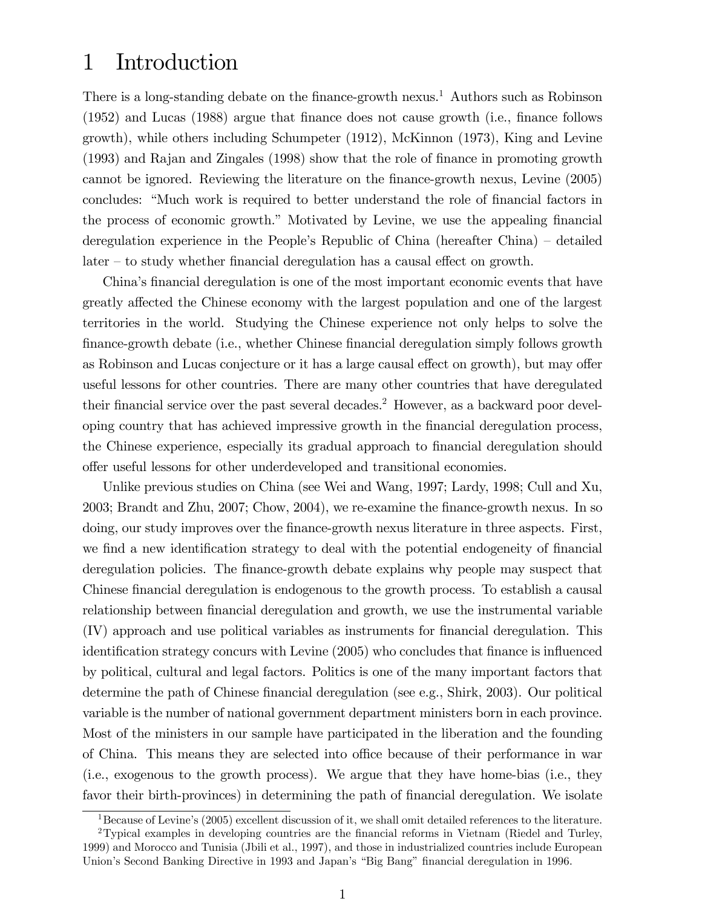# 1 Introduction

There is a long-standing debate on the finance-growth nexus.[1] Authors such as Robinson (1952) and Lucas (1988) argue that finance does not cause growth (i.e., finance follows growth), while others including Schumpeter (1912), McKinnon (1973), King and Levine (1993) and Rajan and Zingales (1998) show that the role of finance in promoting growth cannot be ignored. Reviewing the literature on the finance-growth nexus, Levine (2005) concludes: "Much work is required to better understand the role of financial factors in the process of economic growth." Motivated by Levine, we use the appealing financial deregulation experience in the People's Republic of China (hereafter China) – detailed later – to study whether financial deregulation has a causal effect on growth.

China's financial deregulation is one of the most important economic events that have greatly affected the Chinese economy with the largest population and one of the largest territories in the world. Studying the Chinese experience not only helps to solve the finance-growth debate (i.e., whether Chinese financial deregulation simply follows growth as Robinson and Lucas conjecture or it has a large causal effect on growth), but may offer useful lessons for other countries. There are many other countries that have deregulated their financial service over the past several decades.[2] However, as a backward poor developing country that has achieved impressive growth in the financial deregulation process, the Chinese experience, especially its gradual approach to financial deregulation should offer useful lessons for other underdeveloped and transitional economies.

Unlike previous studies on China (see Wei and Wang, 1997; Lardy, 1998; Cull and Xu, 2003; Brandt and Zhu, 2007; Chow, 2004), we re-examine the finance-growth nexus. In so doing, our study improves over the finance-growth nexus literature in three aspects. First, we find a new identification strategy to deal with the potential endogeneity of financial deregulation policies. The finance-growth debate explains why people may suspect that Chinese financial deregulation is endogenous to the growth process. To establish a causal relationship between financial deregulation and growth, we use the instrumental variable (IV) approach and use political variables as instruments for financial deregulation. This identification strategy concurs with Levine (2005) who concludes that finance is influenced by political, cultural and legal factors. Politics is one of the many important factors that determine the path of Chinese financial deregulation (see e.g., Shirk, 2003). Our political variable is the number of national government department ministers born in each province. Most of the ministers in our sample have participated in the liberation and the founding of China. This means they are selected into office because of their performance in war (i.e., exogenous to the growth process). We argue that they have home-bias (i.e., they favor their birth-provinces) in determining the path of financial deregulation. We isolate

[1] Because of Levine's (2005) excellent discussion of it, we shall omit detailed references to the literature.

[2] Typical examples in developing countries are the financial reforms in Vietnam (Riedel and Turley, 1999) and Morocco and Tunisia (Jbili et al., 1997), and those in industrialized countries include European Union's Second Banking Directive in 1993 and Japan's "Big Bang" financial deregulation in 1996.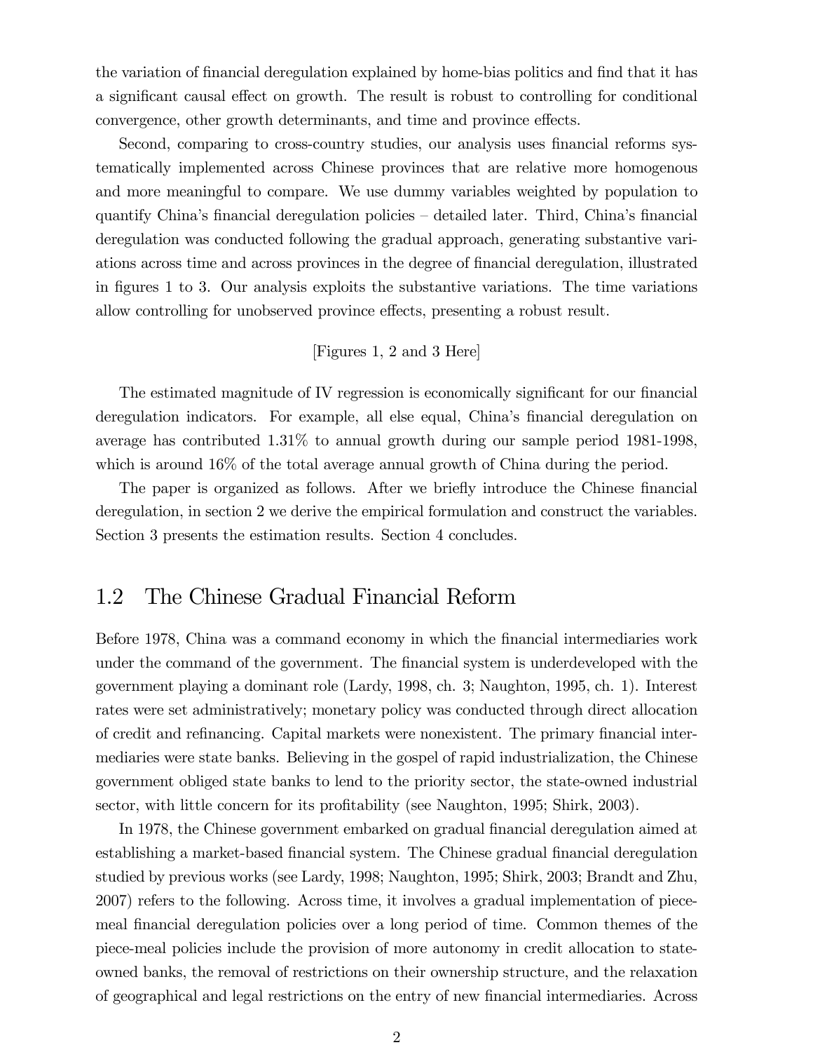the variation of financial deregulation explained by home-bias politics and find that it has a significant causal effect on growth. The result is robust to controlling for conditional convergence, other growth determinants, and time and province effects.

Second, comparing to cross-country studies, our analysis uses financial reforms systematically implemented across Chinese provinces that are relative more homogenous and more meaningful to compare. We use dummy variables weighted by population to quantify China's financial deregulation policies – detailed later. Third, China's financial deregulation was conducted following the gradual approach, generating substantive variations across time and across provinces in the degree of financial deregulation, illustrated in figures 1 to 3. Our analysis exploits the substantive variations. The time variations allow controlling for unobserved province effects, presenting a robust result.

[Figures 1, 2 and 3 Here]

The estimated magnitude of IV regression is economically significant for our financial deregulation indicators. For example, all else equal, China's financial deregulation on average has contributed 1.31% to annual growth during our sample period 1981-1998, which is around 16% of the total average annual growth of China during the period.

The paper is organized as follows. After we briefly introduce the Chinese financial deregulation, in section 2 we derive the empirical formulation and construct the variables. Section 3 presents the estimation results. Section 4 concludes.

## 1.2 The Chinese Gradual Financial Reform

Before 1978, China was a command economy in which the financial intermediaries work under the command of the government. The financial system is underdeveloped with the government playing a dominant role (Lardy, 1998, ch. 3; Naughton, 1995, ch. 1). Interest rates were set administratively; monetary policy was conducted through direct allocation of credit and refinancing. Capital markets were nonexistent. The primary financial intermediaries were state banks. Believing in the gospel of rapid industrialization, the Chinese government obliged state banks to lend to the priority sector, the state-owned industrial sector, with little concern for its profitability (see Naughton, 1995; Shirk, 2003).

In 1978, the Chinese government embarked on gradual financial deregulation aimed at establishing a market-based financial system. The Chinese gradual financial deregulation studied by previous works (see Lardy, 1998; Naughton, 1995; Shirk, 2003; Brandt and Zhu, 2007) refers to the following. Across time, it involves a gradual implementation of piece-meal financial deregulation policies over a long period of time. Common themes of the piece-meal policies include the provision of more autonomy in credit allocation to state-owned banks, the removal of restrictions on their ownership structure, and the relaxation of geographical and legal restrictions on the entry of new financial intermediaries. Across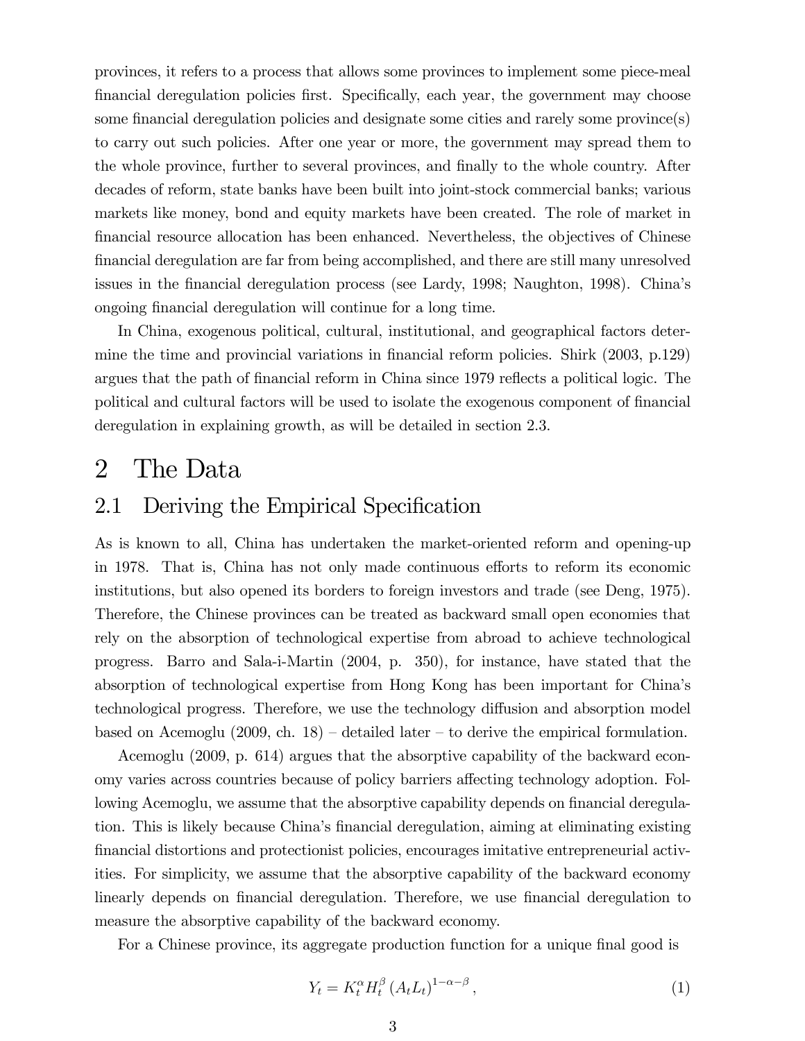provinces, it refers to a process that allows some provinces to implement some piece-meal financial deregulation policies first. Specifically, each year, the government may choose some financial deregulation policies and designate some cities and rarely some province(s) to carry out such policies. After one year or more, the government may spread them to the whole province, further to several provinces, and finally to the whole country. After decades of reform, state banks have been built into joint-stock commercial banks; various markets like money, bond and equity markets have been created. The role of market in financial resource allocation has been enhanced. Nevertheless, the objectives of Chinese financial deregulation are far from being accomplished, and there are still many unresolved issues in the financial deregulation process (see Lardy, 1998; Naughton, 1998). China's ongoing financial deregulation will continue for a long time.

In China, exogenous political, cultural, institutional, and geographical factors determine the time and provincial variations in financial reform policies. Shirk (2003, p.129) argues that the path of financial reform in China since 1979 reflects a political logic. The political and cultural factors will be used to isolate the exogenous component of financial deregulation in explaining growth, as will be detailed in section 2.3.

# 2 The Data

## 2.1 Deriving the Empirical Specification

As is known to all, China has undertaken the market-oriented reform and opening-up in 1978. That is, China has not only made continuous efforts to reform its economic institutions, but also opened its borders to foreign investors and trade (see Deng, 1975). Therefore, the Chinese provinces can be treated as backward small open economies that rely on the absorption of technological expertise from abroad to achieve technological progress. Barro and Sala-i-Martin (2004, p. 350), for instance, have stated that the absorption of technological expertise from Hong Kong has been important for China's technological progress. Therefore, we use the technology diffusion and absorption model based on Acemoglu (2009, ch. 18) – detailed later – to derive the empirical formulation.

Acemoglu (2009, p. 614) argues that the absorptive capability of the backward economy varies across countries because of policy barriers affecting technology adoption. Following Acemoglu, we assume that the absorptive capability depends on financial deregulation. This is likely because China's financial deregulation, aiming at eliminating existing financial distortions and protectionist policies, encourages imitative entrepreneurial activities. For simplicity, we assume that the absorptive capability of the backward economy linearly depends on financial deregulation. Therefore, we use financial deregulation to measure the absorptive capability of the backward economy.

For a Chinese province, its aggregate production function for a unique final good is

$$Y_t = K_t^{\alpha} H_t^{\beta} \left(A_t L_t\right)^{1-\alpha-\beta}, \tag{1}$$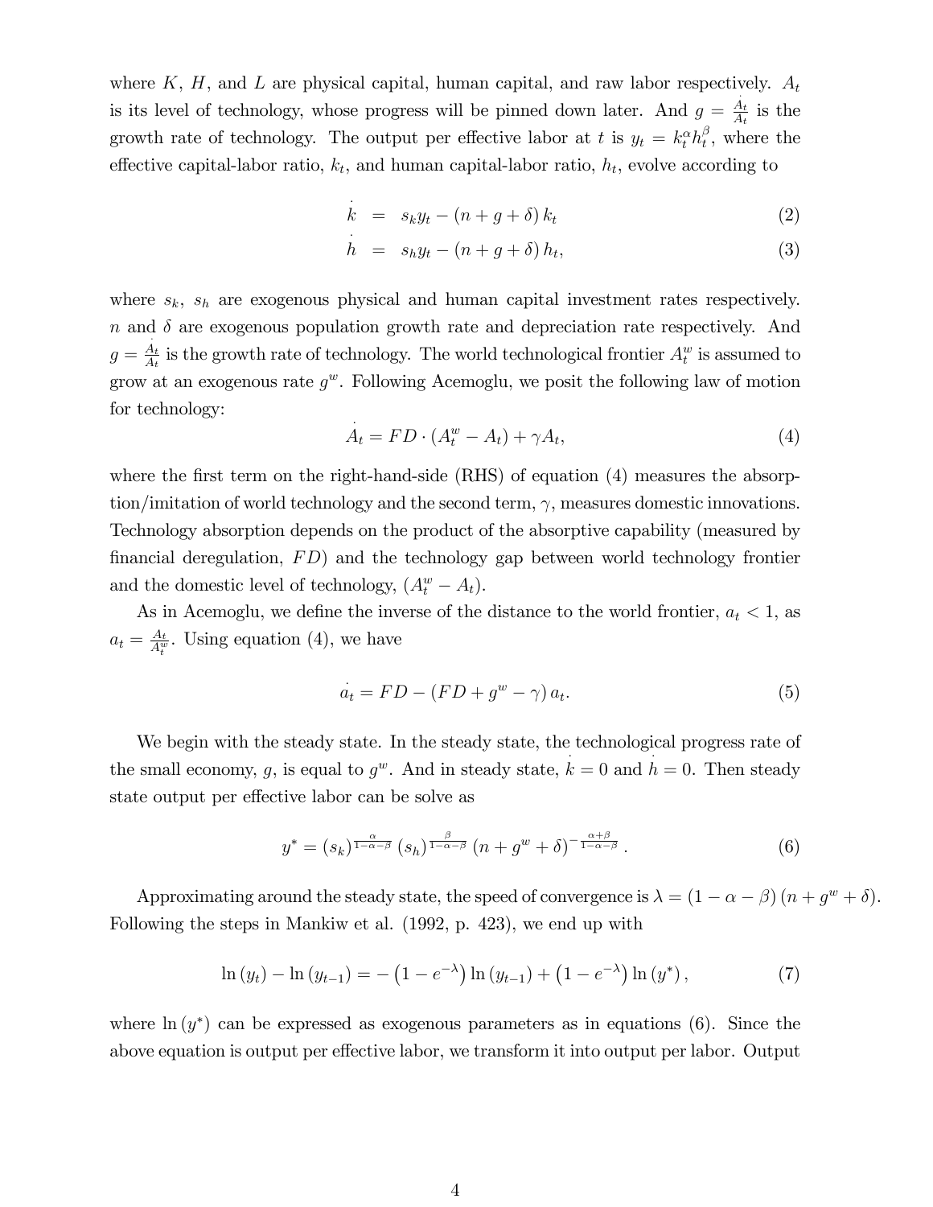where $K$, $H$, and $L$ are physical capital, human capital, and raw labor respectively. $A_t$ is its level of technology, whose progress will be pinned down later. And $g = \frac{\dot{A}_t}{A_t}$ is the growth rate of technology. The output per effective labor at $t$ is $y_t = k_t^\alpha h_t^\beta$, where the effective capital-labor ratio, $k_t$, and human capital-labor ratio, $h_t$, evolve according to

$$\dot{k} = s_k y_t - (n + g + \delta) k_t \tag{2}$$

$$\dot{h} = s_h y_t - (n + g + \delta) h_t, \tag{3}$$

where $s_k$, $s_h$ are exogenous physical and human capital investment rates respectively. $n$ and $\delta$ are exogenous population growth rate and depreciation rate respectively. And $g = \frac{\dot{A}_t}{A_t}$ is the growth rate of technology. The world technological frontier $A_t^w$ is assumed to grow at an exogenous rate $g^w$. Following Acemoglu, we posit the following law of motion for technology:

$$\dot{A}_t = FD \cdot (A_t^w - A_t) + \gamma A_t, \tag{4}$$

where the first term on the right-hand-side (RHS) of equation (4) measures the absorption/imitation of world technology and the second term, $\gamma$, measures domestic innovations. Technology absorption depends on the product of the absorptive capability (measured by financial deregulation, $FD$) and the technology gap between world technology frontier and the domestic level of technology, $(A_t^w - A_t)$.

As in Acemoglu, we define the inverse of the distance to the world frontier, $a_t < 1$, as $a_t = \frac{A_t}{A_t^w}$. Using equation (4), we have

$$\dot{a_t} = FD - (FD + g^w - \gamma) a_t. \tag{5}$$

We begin with the steady state. In the steady state, the technological progress rate of the small economy, $g$, is equal to $g^w$. And in steady state, $\dot{k} = 0$ and $\dot{h} = 0$. Then steady state output per effective labor can be solve as

$$y^* = (s_k)^{\frac{\alpha}{1-\alpha-\beta}} (s_h)^{\frac{\beta}{1-\alpha-\beta}} (n + g^w + \delta)^{-\frac{\alpha+\beta}{1-\alpha-\beta}}. \tag{6}$$

Approximating around the steady state, the speed of convergence is $\lambda = (1 - \alpha - \beta)(n + g^w + \delta)$. Following the steps in Mankiw et al. (1992, p. 423), we end up with

$$\ln(y_t) - \ln(y_{t-1}) = -\left(1 - e^{-\lambda}\right) \ln(y_{t-1}) + \left(1 - e^{-\lambda}\right) \ln(y^*), \tag{7}$$

where $\ln(y^*)$ can be expressed as exogenous parameters as in equations (6). Since the above equation is output per effective labor, we transform it into output per labor. Output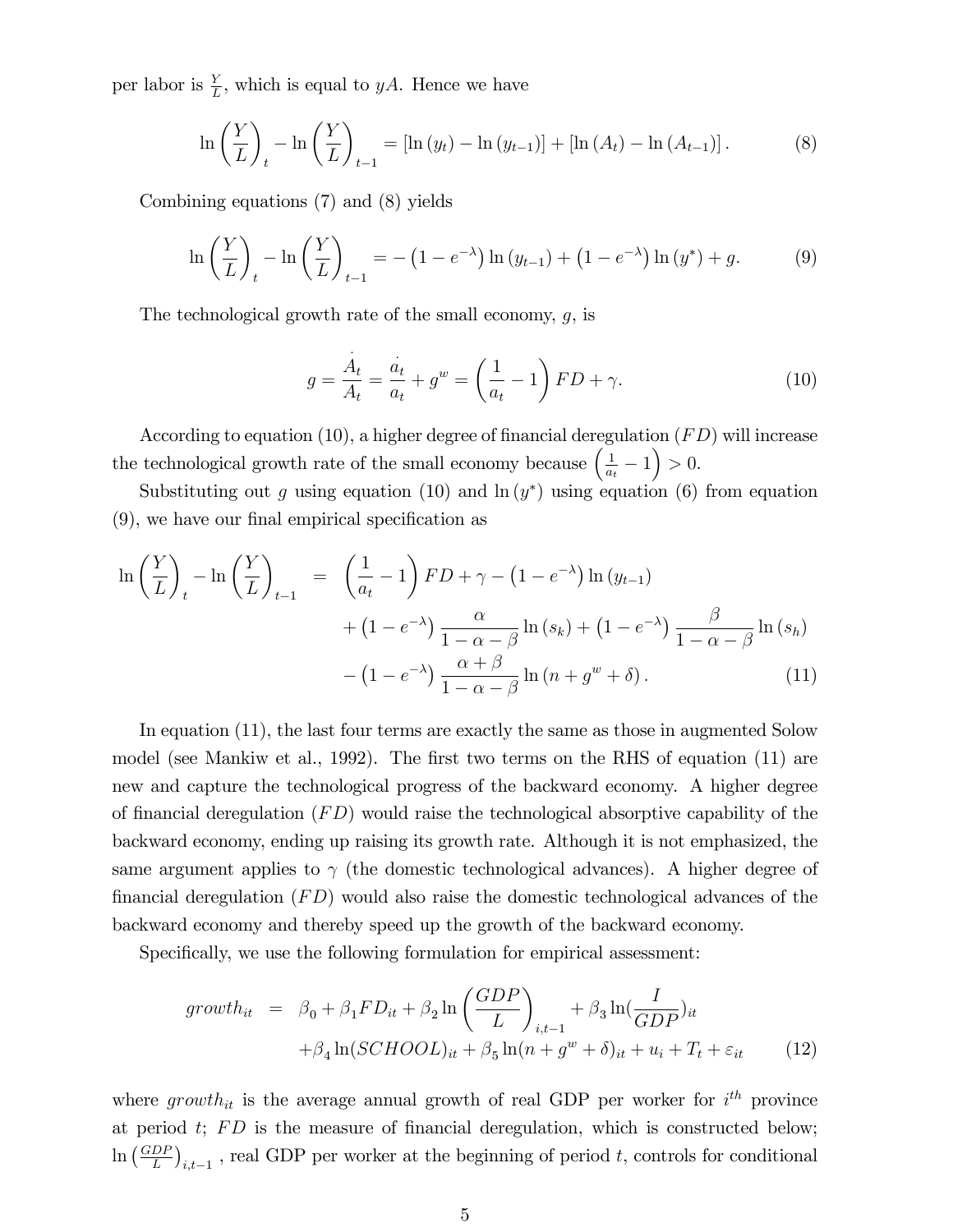per labor is $\frac{Y}{L}$, which is equal to $yA$. Hence we have

$$\ln\left(\frac{Y}{L}\right)_t - \ln\left(\frac{Y}{L}\right)_{t-1} = \left[\ln(y_t) - \ln(y_{t-1})\right] + \left[\ln(A_t) - \ln(A_{t-1})\right]. \tag{8}$$

Combining equations (7) and (8) yields

$$\ln\left(\frac{Y}{L}\right)_t - \ln\left(\frac{Y}{L}\right)_{t-1} = -\left(1 - e^{-\lambda}\right)\ln(y_{t-1}) + \left(1 - e^{-\lambda}\right)\ln(y^*) + g. \tag{9}$$

The technological growth rate of the small economy, $g$, is

$$g = \frac{\dot{A}_t}{A_t} = \frac{\dot{a}_t}{a_t} + g^w = \left(\frac{1}{a_t} - 1\right)FD + \gamma. \tag{10}$$

According to equation (10), a higher degree of financial deregulation ($FD$) will increase the technological growth rate of the small economy because $\left(\frac{1}{a_t} - 1\right) > 0$.

Substituting out $g$ using equation (10) and $\ln(y^*)$ using equation (6) from equation (9), we have our final empirical specification as

$$\begin{aligned}
\ln\left(\frac{Y}{L}\right)_t - \ln\left(\frac{Y}{L}\right)_{t-1} = {} & \left(\frac{1}{a_t} - 1\right)FD + \gamma - \left(1 - e^{-\lambda}\right)\ln(y_{t-1}) \\
& + \left(1 - e^{-\lambda}\right)\frac{\alpha}{1-\alpha-\beta}\ln(s_k) + \left(1 - e^{-\lambda}\right)\frac{\beta}{1-\alpha-\beta}\ln(s_h) \\
& - \left(1 - e^{-\lambda}\right)\frac{\alpha+\beta}{1-\alpha-\beta}\ln(n + g^w + \delta).
\end{aligned} \tag{11}$$

In equation (11), the last four terms are exactly the same as those in augmented Solow model (see Mankiw et al., 1992). The first two terms on the RHS of equation (11) are new and capture the technological progress of the backward economy. A higher degree of financial deregulation ($FD$) would raise the technological absorptive capability of the backward economy, ending up raising its growth rate. Although it is not emphasized, the same argument applies to $\gamma$ (the domestic technological advances). A higher degree of financial deregulation ($FD$) would also raise the domestic technological advances of the backward economy and thereby speed up the growth of the backward economy.

Specifically, we use the following formulation for empirical assessment:

$$\begin{aligned}
growth_{it} = {} & \beta_0 + \beta_1 FD_{it} + \beta_2 \ln\left(\frac{GDP}{L}\right)_{i,t-1} + \beta_3 \ln\left(\frac{I}{GDP}\right)_{it} \\
& + \beta_4 \ln(SCHOOL)_{it} + \beta_5 \ln(n + g^w + \delta)_{it} + u_i + T_t + \varepsilon_{it}
\end{aligned} \tag{12}$$

where $growth_{it}$ is the average annual growth of real GDP per worker for $i^{th}$ province at period $t$; $FD$ is the measure of financial deregulation, which is constructed below; $\ln\left(\frac{GDP}{L}\right)_{i,t-1}$, real GDP per worker at the beginning of period $t$, controls for conditional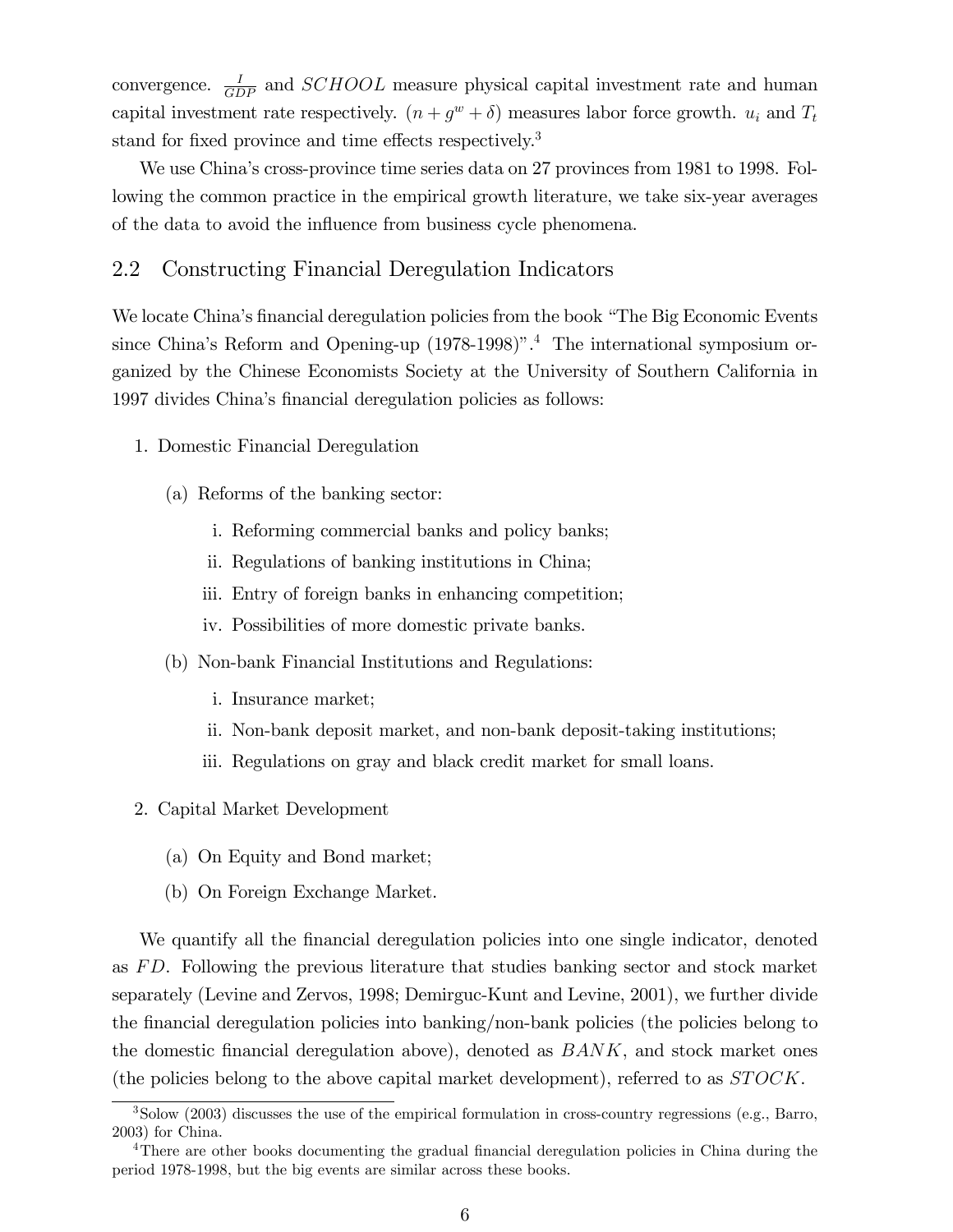convergence. $\frac{I}{GDP}$ and $SCHOOL$ measure physical capital investment rate and human capital investment rate respectively. $(n + g^w + \delta)$ measures labor force growth. $u_i$ and $T_t$ stand for fixed province and time effects respectively.[3]

We use China's cross-province time series data on 27 provinces from 1981 to 1998. Following the common practice in the empirical growth literature, we take six-year averages of the data to avoid the influence from business cycle phenomena.

## 2.2 Constructing Financial Deregulation Indicators

We locate China's financial deregulation policies from the book "The Big Economic Events since China's Reform and Opening-up (1978-1998)".[4] The international symposium organized by the Chinese Economists Society at the University of Southern California in 1997 divides China's financial deregulation policies as follows:

1. Domestic Financial Deregulation
   - (a) Reforms of the banking sector:
     - i. Reforming commercial banks and policy banks;
     - ii. Regulations of banking institutions in China;
     - iii. Entry of foreign banks in enhancing competition;
     - iv. Possibilities of more domestic private banks.
   - (b) Non-bank Financial Institutions and Regulations:
     - i. Insurance market;
     - ii. Non-bank deposit market, and non-bank deposit-taking institutions;
     - iii. Regulations on gray and black credit market for small loans.
2. Capital Market Development
   - (a) On Equity and Bond market;
   - (b) On Foreign Exchange Market.

We quantify all the financial deregulation policies into one single indicator, denoted as $FD$. Following the previous literature that studies banking sector and stock market separately (Levine and Zervos, 1998; Demirguc-Kunt and Levine, 2001), we further divide the financial deregulation policies into banking/non-bank policies (the policies belong to the domestic financial deregulation above), denoted as $BANK$, and stock market ones (the policies belong to the above capital market development), referred to as $STOCK$.

---

[3] Solow (2003) discusses the use of the empirical formulation in cross-country regressions (e.g., Barro, 2003) for China.

[4] There are other books documenting the gradual financial deregulation policies in China during the period 1978-1998, but the big events are similar across these books.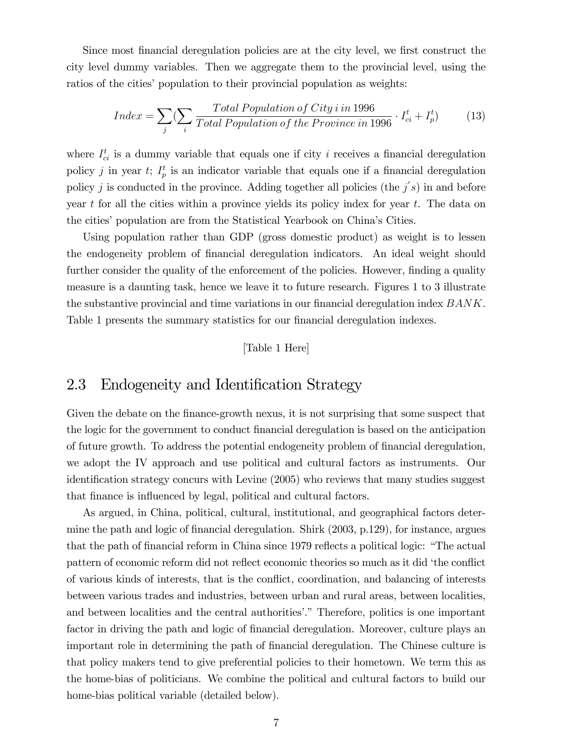Since most financial deregulation policies are at the city level, we first construct the city level dummy variables. Then we aggregate them to the provincial level, using the ratios of the cities' population to their provincial population as weights:

$$Index = \sum_{j} (\sum_{i} \frac{Total\ Population\ of\ City\ i\ in\ 1996}{Total\ Population\ of\ the\ Province\ in\ 1996} \cdot I_{ci}^{t} + I_{p}^{t}) \qquad (13)$$

where $I_{ci}^{t}$ is a dummy variable that equals one if city $i$ receives a financial deregulation policy $j$ in year $t$; $I_{p}^{t}$ is an indicator variable that equals one if a financial deregulation policy $j$ is conducted in the province. Adding together all policies (the $j^{'}s$) in and before year $t$ for all the cities within a province yields its policy index for year $t$. The data on the cities' population are from the Statistical Yearbook on China's Cities.

Using population rather than GDP (gross domestic product) as weight is to lessen the endogeneity problem of financial deregulation indicators. An ideal weight should further consider the quality of the enforcement of the policies. However, finding a quality measure is a daunting task, hence we leave it to future research. Figures 1 to 3 illustrate the substantive provincial and time variations in our financial deregulation index $BANK$. Table 1 presents the summary statistics for our financial deregulation indexes.

[Table 1 Here]

## 2.3 Endogeneity and Identification Strategy

Given the debate on the finance-growth nexus, it is not surprising that some suspect that the logic for the government to conduct financial deregulation is based on the anticipation of future growth. To address the potential endogeneity problem of financial deregulation, we adopt the IV approach and use political and cultural factors as instruments. Our identification strategy concurs with Levine (2005) who reviews that many studies suggest that finance is influenced by legal, political and cultural factors.

As argued, in China, political, cultural, institutional, and geographical factors determine the path and logic of financial deregulation. Shirk (2003, p.129), for instance, argues that the path of financial reform in China since 1979 reflects a political logic: "The actual pattern of economic reform did not reflect economic theories so much as it did 'the conflict of various kinds of interests, that is the conflict, coordination, and balancing of interests between various trades and industries, between urban and rural areas, between localities, and between localities and the central authorities'." Therefore, politics is one important factor in driving the path and logic of financial deregulation. Moreover, culture plays an important role in determining the path of financial deregulation. The Chinese culture is that policy makers tend to give preferential policies to their hometown. We term this as the home-bias of politicians. We combine the political and cultural factors to build our home-bias political variable (detailed below).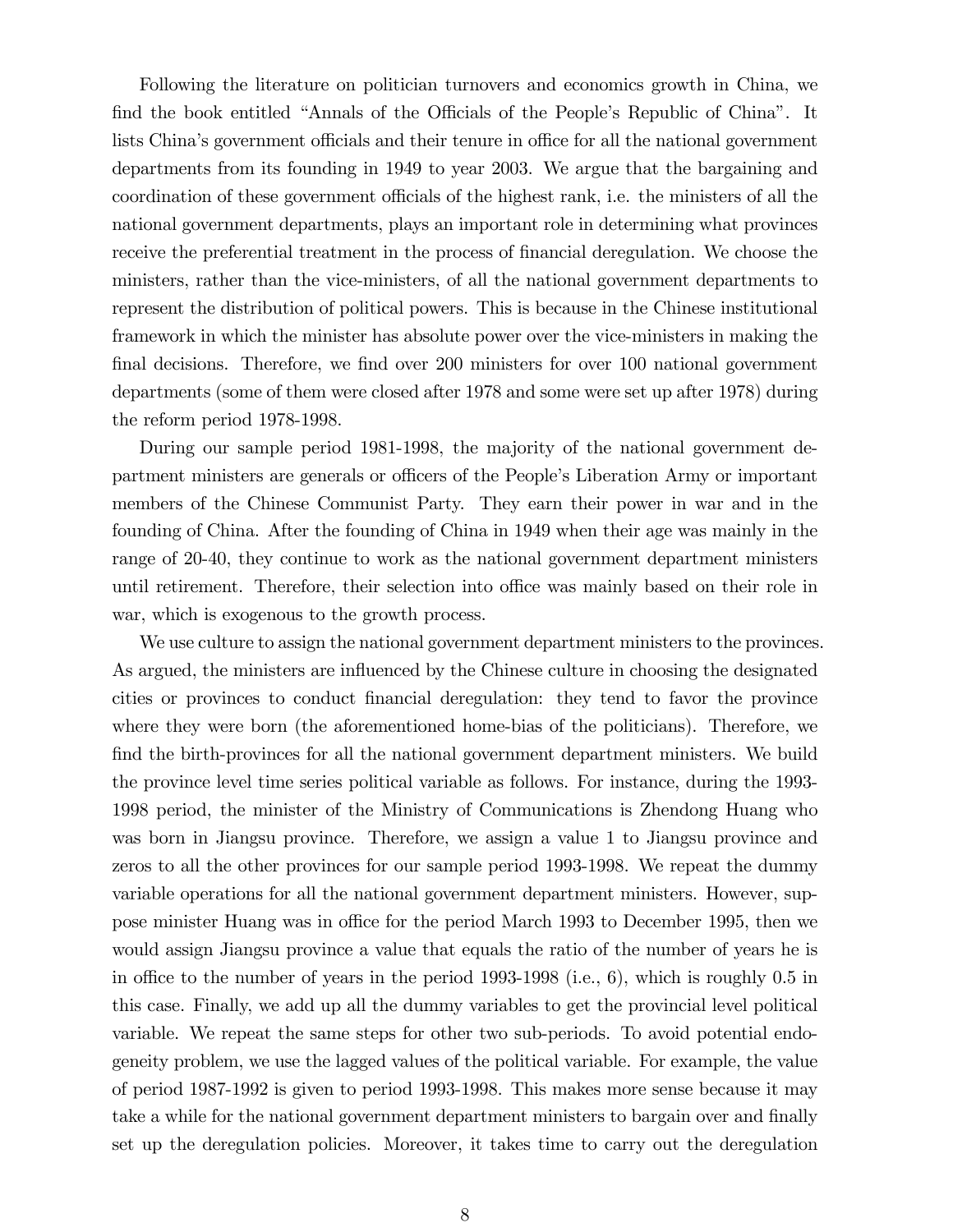Following the literature on politician turnovers and economics growth in China, we find the book entitled "Annals of the Officials of the People's Republic of China". It lists China's government officials and their tenure in office for all the national government departments from its founding in 1949 to year 2003. We argue that the bargaining and coordination of these government officials of the highest rank, i.e. the ministers of all the national government departments, plays an important role in determining what provinces receive the preferential treatment in the process of financial deregulation. We choose the ministers, rather than the vice-ministers, of all the national government departments to represent the distribution of political powers. This is because in the Chinese institutional framework in which the minister has absolute power over the vice-ministers in making the final decisions. Therefore, we find over 200 ministers for over 100 national government departments (some of them were closed after 1978 and some were set up after 1978) during the reform period 1978-1998.

During our sample period 1981-1998, the majority of the national government department ministers are generals or officers of the People's Liberation Army or important members of the Chinese Communist Party. They earn their power in war and in the founding of China. After the founding of China in 1949 when their age was mainly in the range of 20-40, they continue to work as the national government department ministers until retirement. Therefore, their selection into office was mainly based on their role in war, which is exogenous to the growth process.

We use culture to assign the national government department ministers to the provinces. As argued, the ministers are influenced by the Chinese culture in choosing the designated cities or provinces to conduct financial deregulation: they tend to favor the province where they were born (the aforementioned home-bias of the politicians). Therefore, we find the birth-provinces for all the national government department ministers. We build the province level time series political variable as follows. For instance, during the 1993-1998 period, the minister of the Ministry of Communications is Zhendong Huang who was born in Jiangsu province. Therefore, we assign a value 1 to Jiangsu province and zeros to all the other provinces for our sample period 1993-1998. We repeat the dummy variable operations for all the national government department ministers. However, suppose minister Huang was in office for the period March 1993 to December 1995, then we would assign Jiangsu province a value that equals the ratio of the number of years he is in office to the number of years in the period 1993-1998 (i.e., 6), which is roughly 0.5 in this case. Finally, we add up all the dummy variables to get the provincial level political variable. We repeat the same steps for other two sub-periods. To avoid potential endogeneity problem, we use the lagged values of the political variable. For example, the value of period 1987-1992 is given to period 1993-1998. This makes more sense because it may take a while for the national government department ministers to bargain over and finally set up the deregulation policies. Moreover, it takes time to carry out the deregulation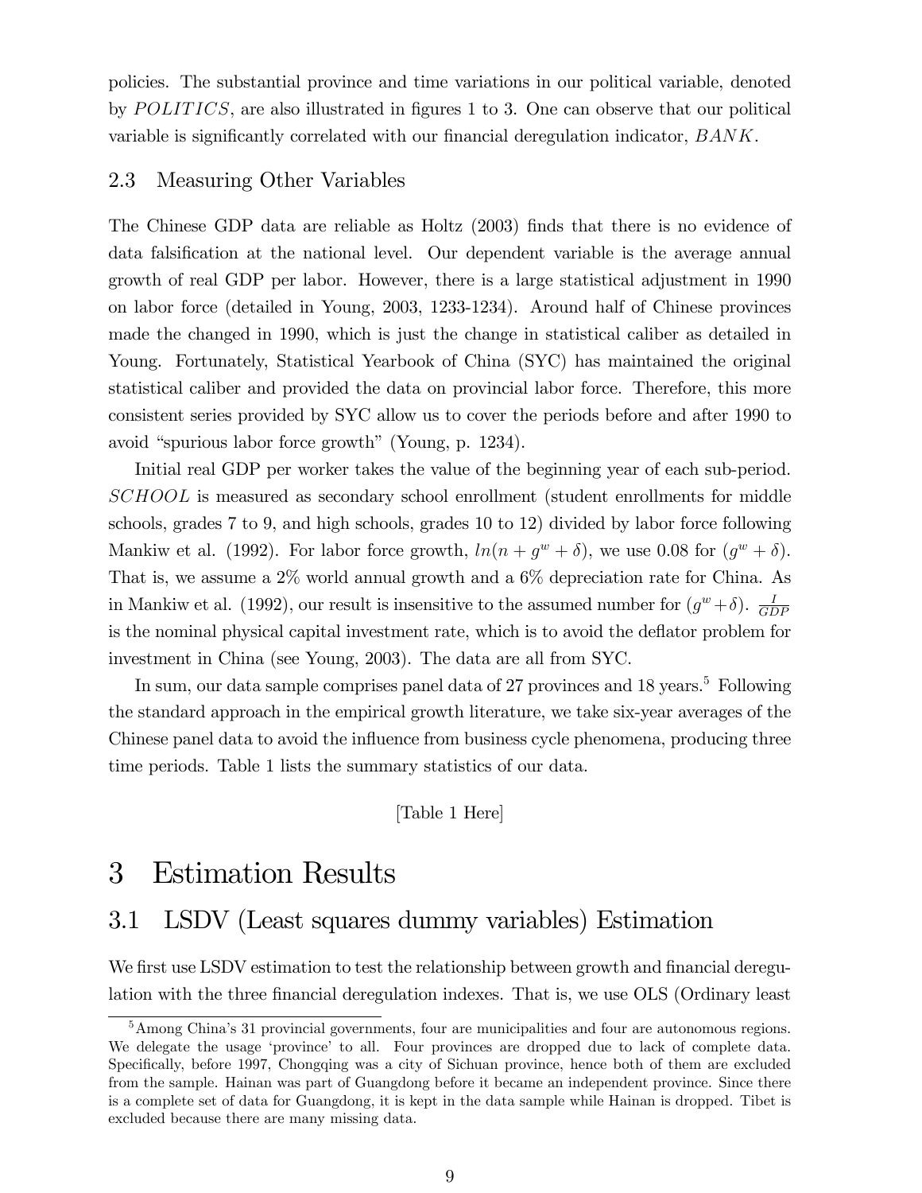policies. The substantial province and time variations in our political variable, denoted by $POLITICS$, are also illustrated in figures 1 to 3. One can observe that our political variable is significantly correlated with our financial deregulation indicator, $BANK$.

### 2.3 Measuring Other Variables

The Chinese GDP data are reliable as Holtz (2003) finds that there is no evidence of data falsification at the national level. Our dependent variable is the average annual growth of real GDP per labor. However, there is a large statistical adjustment in 1990 on labor force (detailed in Young, 2003, 1233-1234). Around half of Chinese provinces made the changed in 1990, which is just the change in statistical caliber as detailed in Young. Fortunately, Statistical Yearbook of China (SYC) has maintained the original statistical caliber and provided the data on provincial labor force. Therefore, this more consistent series provided by SYC allow us to cover the periods before and after 1990 to avoid "spurious labor force growth" (Young, p. 1234).

Initial real GDP per worker takes the value of the beginning year of each sub-period. $SCHOOL$ is measured as secondary school enrollment (student enrollments for middle schools, grades 7 to 9, and high schools, grades 10 to 12) divided by labor force following Mankiw et al. (1992). For labor force growth, $ln(n + g^w + \delta)$, we use 0.08 for $(g^w + \delta)$. That is, we assume a 2% world annual growth and a 6% depreciation rate for China. As in Mankiw et al. (1992), our result is insensitive to the assumed number for $(g^w + \delta)$. $\frac{I}{GDP}$ is the nominal physical capital investment rate, which is to avoid the deflator problem for investment in China (see Young, 2003). The data are all from SYC.

In sum, our data sample comprises panel data of 27 provinces and 18 years.[5] Following the standard approach in the empirical growth literature, we take six-year averages of the Chinese panel data to avoid the influence from business cycle phenomena, producing three time periods. Table 1 lists the summary statistics of our data.

[Table 1 Here]

# 3 Estimation Results

## 3.1 LSDV (Least squares dummy variables) Estimation

We first use LSDV estimation to test the relationship between growth and financial deregulation with the three financial deregulation indexes. That is, we use OLS (Ordinary least

[5] Among China's 31 provincial governments, four are municipalities and four are autonomous regions. We delegate the usage 'province' to all. Four provinces are dropped due to lack of complete data. Specifically, before 1997, Chongqing was a city of Sichuan province, hence both of them are excluded from the sample. Hainan was part of Guangdong before it became an independent province. Since there is a complete set of data for Guangdong, it is kept in the data sample while Hainan is dropped. Tibet is excluded because there are many missing data.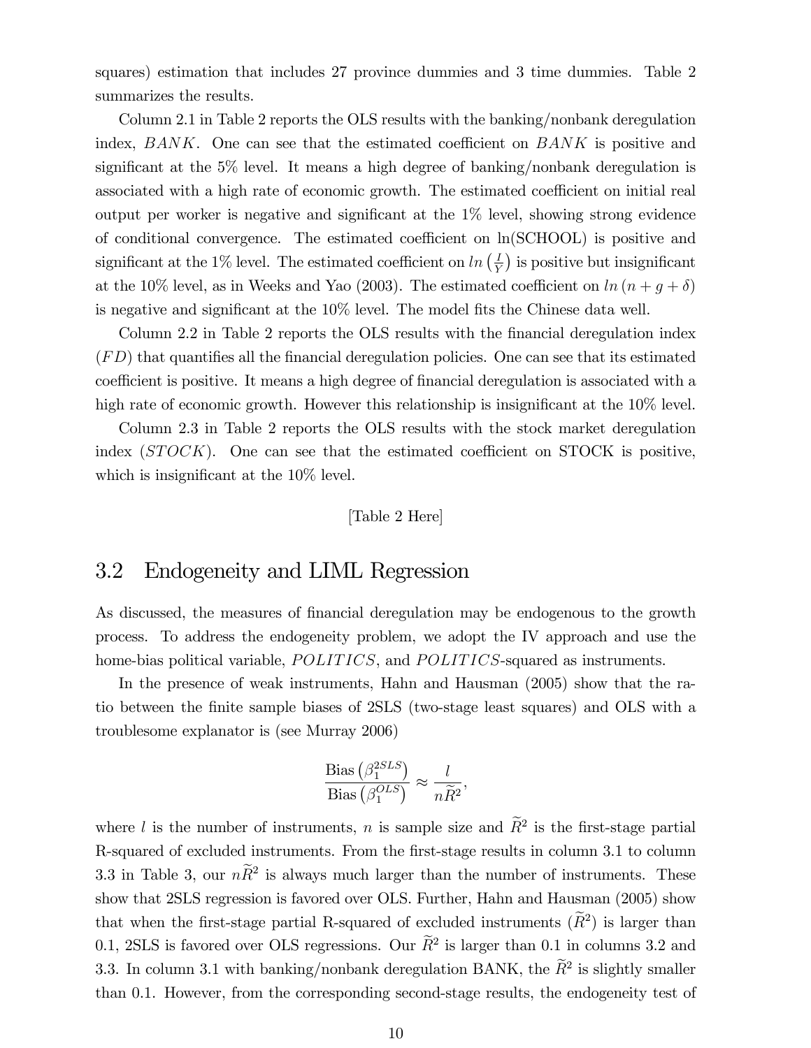squares) estimation that includes 27 province dummies and 3 time dummies. Table 2 summarizes the results.

Column 2.1 in Table 2 reports the OLS results with the banking/nonbank deregulation index, $BANK$. One can see that the estimated coefficient on $BANK$ is positive and significant at the 5% level. It means a high degree of banking/nonbank deregulation is associated with a high rate of economic growth. The estimated coefficient on initial real output per worker is negative and significant at the 1% level, showing strong evidence of conditional convergence. The estimated coefficient on ln(SCHOOL) is positive and significant at the 1% level. The estimated coefficient on $ln\left(\frac{I}{Y}\right)$ is positive but insignificant at the 10% level, as in Weeks and Yao (2003). The estimated coefficient on $ln\left(n+g+\delta\right)$ is negative and significant at the 10% level. The model fits the Chinese data well.

Column 2.2 in Table 2 reports the OLS results with the financial deregulation index ($FD$) that quantifies all the financial deregulation policies. One can see that its estimated coefficient is positive. It means a high degree of financial deregulation is associated with a high rate of economic growth. However this relationship is insignificant at the 10% level.

Column 2.3 in Table 2 reports the OLS results with the stock market deregulation index ($STOCK$). One can see that the estimated coefficient on STOCK is positive, which is insignificant at the 10% level.

[Table 2 Here]

## 3.2 Endogeneity and LIML Regression

As discussed, the measures of financial deregulation may be endogenous to the growth process. To address the endogeneity problem, we adopt the IV approach and use the home-bias political variable, $POLITICS$, and $POLITICS$-squared as instruments.

In the presence of weak instruments, Hahn and Hausman (2005) show that the ratio between the finite sample biases of 2SLS (two-stage least squares) and OLS with a troublesome explanator is (see Murray 2006)

$$\frac{\text{Bias}\left(\beta_1^{2SLS}\right)}{\text{Bias}\left(\beta_1^{OLS}\right)} \approx \frac{l}{n\widetilde{R}^2},$$

where $l$ is the number of instruments, $n$ is sample size and $\widetilde{R}^2$ is the first-stage partial R-squared of excluded instruments. From the first-stage results in column 3.1 to column 3.3 in Table 3, our $n\widetilde{R}^2$ is always much larger than the number of instruments. These show that 2SLS regression is favored over OLS. Further, Hahn and Hausman (2005) show that when the first-stage partial R-squared of excluded instruments ($\widetilde{R}^2$) is larger than 0.1, 2SLS is favored over OLS regressions. Our $\widetilde{R}^2$ is larger than 0.1 in columns 3.2 and 3.3. In column 3.1 with banking/nonbank deregulation BANK, the $\widetilde{R}^2$ is slightly smaller than 0.1. However, from the corresponding second-stage results, the endogeneity test of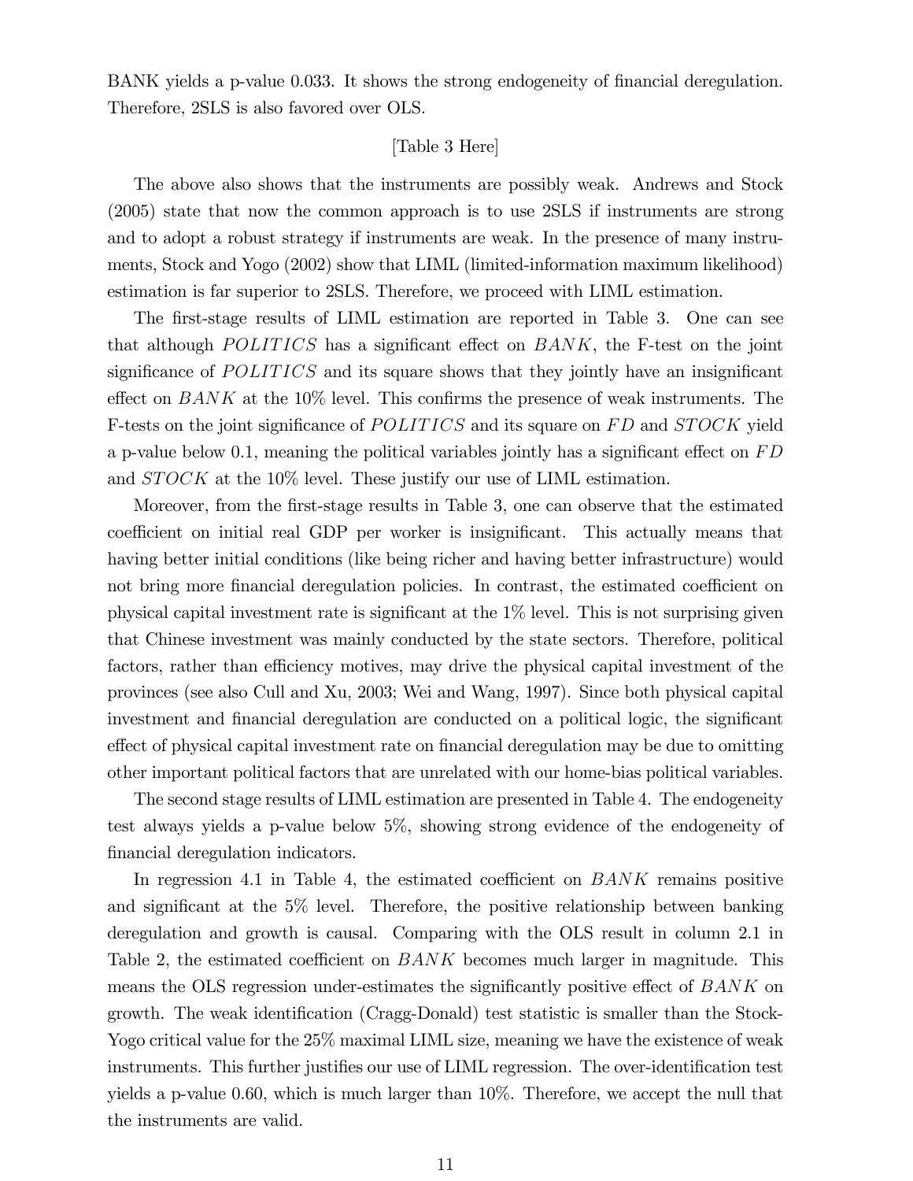BANK yields a p-value 0.033. It shows the strong endogeneity of financial deregulation. Therefore, 2SLS is also favored over OLS.

[Table 3 Here]

The above also shows that the instruments are possibly weak. Andrews and Stock (2005) state that now the common approach is to use 2SLS if instruments are strong and to adopt a robust strategy if instruments are weak. In the presence of many instruments, Stock and Yogo (2002) show that LIML (limited-information maximum likelihood) estimation is far superior to 2SLS. Therefore, we proceed with LIML estimation.

The first-stage results of LIML estimation are reported in Table 3. One can see that although $POLITICS$ has a significant effect on $BANK$, the F-test on the joint significance of $POLITICS$ and its square shows that they jointly have an insignificant effect on $BANK$ at the 10% level. This confirms the presence of weak instruments. The F-tests on the joint significance of $POLITICS$ and its square on $FD$ and $STOCK$ yield a p-value below 0.1, meaning the political variables jointly has a significant effect on $FD$ and $STOCK$ at the 10% level. These justify our use of LIML estimation.

Moreover, from the first-stage results in Table 3, one can observe that the estimated coefficient on initial real GDP per worker is insignificant. This actually means that having better initial conditions (like being richer and having better infrastructure) would not bring more financial deregulation policies. In contrast, the estimated coefficient on physical capital investment rate is significant at the 1% level. This is not surprising given that Chinese investment was mainly conducted by the state sectors. Therefore, political factors, rather than efficiency motives, may drive the physical capital investment of the provinces (see also Cull and Xu, 2003; Wei and Wang, 1997). Since both physical capital investment and financial deregulation are conducted on a political logic, the significant effect of physical capital investment rate on financial deregulation may be due to omitting other important political factors that are unrelated with our home-bias political variables.

The second stage results of LIML estimation are presented in Table 4. The endogeneity test always yields a p-value below 5%, showing strong evidence of the endogeneity of financial deregulation indicators.

In regression 4.1 in Table 4, the estimated coefficient on $BANK$ remains positive and significant at the 5% level. Therefore, the positive relationship between banking deregulation and growth is causal. Comparing with the OLS result in column 2.1 in Table 2, the estimated coefficient on $BANK$ becomes much larger in magnitude. This means the OLS regression under-estimates the significantly positive effect of $BANK$ on growth. The weak identification (Cragg-Donald) test statistic is smaller than the Stock-Yogo critical value for the 25% maximal LIML size, meaning we have the existence of weak instruments. This further justifies our use of LIML regression. The over-identification test yields a p-value 0.60, which is much larger than 10%. Therefore, we accept the null that the instruments are valid.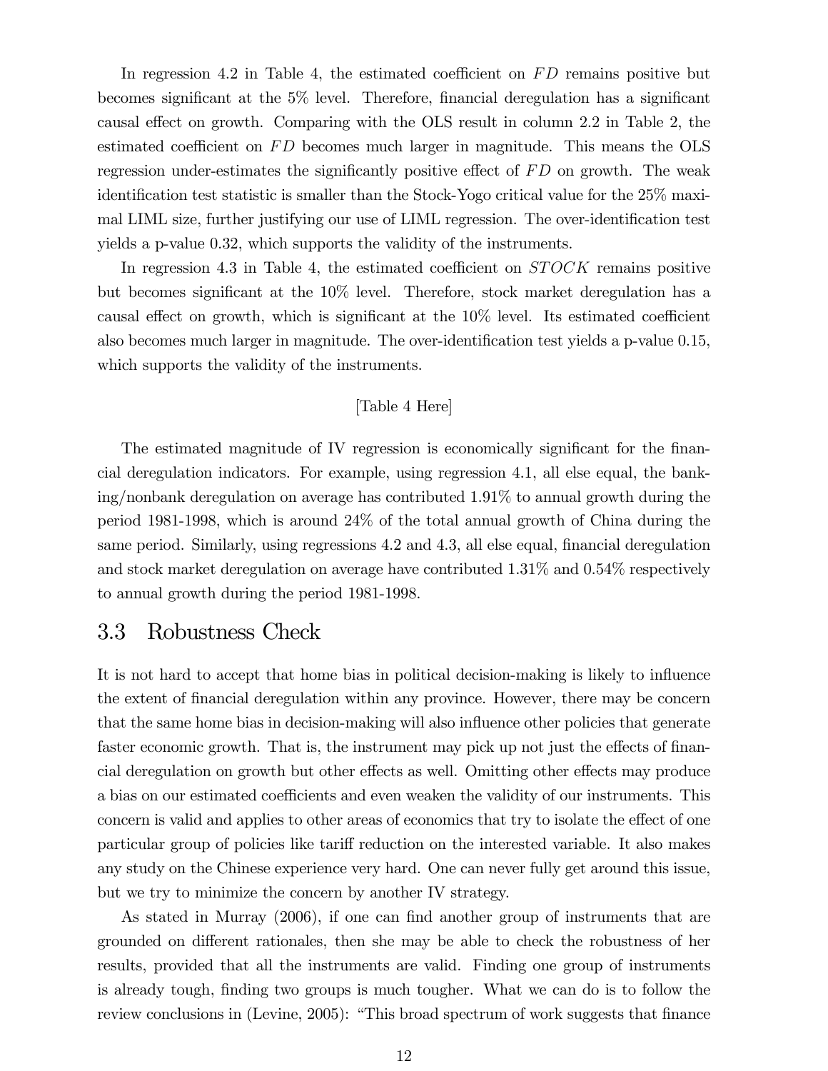In regression 4.2 in Table 4, the estimated coefficient on $FD$ remains positive but becomes significant at the 5% level. Therefore, financial deregulation has a significant causal effect on growth. Comparing with the OLS result in column 2.2 in Table 2, the estimated coefficient on $FD$ becomes much larger in magnitude. This means the OLS regression under-estimates the significantly positive effect of $FD$ on growth. The weak identification test statistic is smaller than the Stock-Yogo critical value for the 25% maximal LIML size, further justifying our use of LIML regression. The over-identification test yields a p-value 0.32, which supports the validity of the instruments.

In regression 4.3 in Table 4, the estimated coefficient on $STOCK$ remains positive but becomes significant at the 10% level. Therefore, stock market deregulation has a causal effect on growth, which is significant at the 10% level. Its estimated coefficient also becomes much larger in magnitude. The over-identification test yields a p-value 0.15, which supports the validity of the instruments.

[Table 4 Here]

The estimated magnitude of IV regression is economically significant for the financial deregulation indicators. For example, using regression 4.1, all else equal, the banking/nonbank deregulation on average has contributed 1.91% to annual growth during the period 1981-1998, which is around 24% of the total annual growth of China during the same period. Similarly, using regressions 4.2 and 4.3, all else equal, financial deregulation and stock market deregulation on average have contributed 1.31% and 0.54% respectively to annual growth during the period 1981-1998.

## 3.3 Robustness Check

It is not hard to accept that home bias in political decision-making is likely to influence the extent of financial deregulation within any province. However, there may be concern that the same home bias in decision-making will also influence other policies that generate faster economic growth. That is, the instrument may pick up not just the effects of financial deregulation on growth but other effects as well. Omitting other effects may produce a bias on our estimated coefficients and even weaken the validity of our instruments. This concern is valid and applies to other areas of economics that try to isolate the effect of one particular group of policies like tariff reduction on the interested variable. It also makes any study on the Chinese experience very hard. One can never fully get around this issue, but we try to minimize the concern by another IV strategy.

As stated in Murray (2006), if one can find another group of instruments that are grounded on different rationales, then she may be able to check the robustness of her results, provided that all the instruments are valid. Finding one group of instruments is already tough, finding two groups is much tougher. What we can do is to follow the review conclusions in (Levine, 2005): "This broad spectrum of work suggests that finance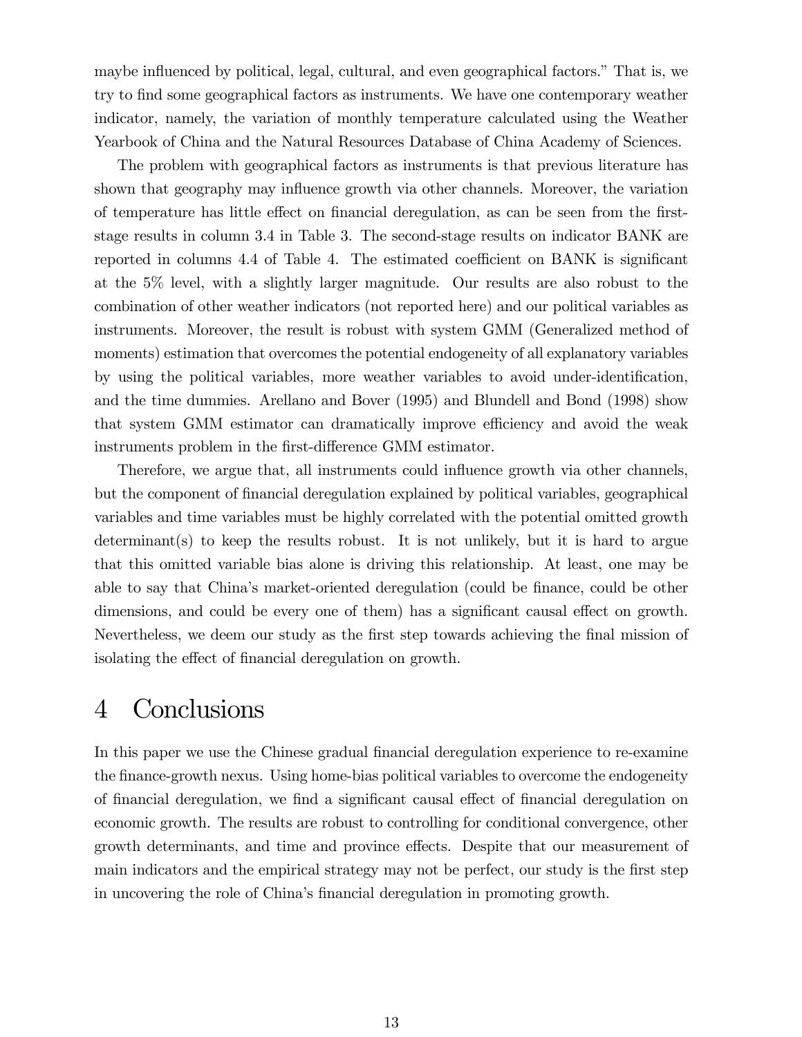maybe influenced by political, legal, cultural, and even geographical factors." That is, we try to find some geographical factors as instruments. We have one contemporary weather indicator, namely, the variation of monthly temperature calculated using the Weather Yearbook of China and the Natural Resources Database of China Academy of Sciences.

The problem with geographical factors as instruments is that previous literature has shown that geography may influence growth via other channels. Moreover, the variation of temperature has little effect on financial deregulation, as can be seen from the first-stage results in column 3.4 in Table 3. The second-stage results on indicator BANK are reported in columns 4.4 of Table 4. The estimated coefficient on BANK is significant at the 5% level, with a slightly larger magnitude. Our results are also robust to the combination of other weather indicators (not reported here) and our political variables as instruments. Moreover, the result is robust with system GMM (Generalized method of moments) estimation that overcomes the potential endogeneity of all explanatory variables by using the political variables, more weather variables to avoid under-identification, and the time dummies. Arellano and Bover (1995) and Blundell and Bond (1998) show that system GMM estimator can dramatically improve efficiency and avoid the weak instruments problem in the first-difference GMM estimator.

Therefore, we argue that, all instruments could influence growth via other channels, but the component of financial deregulation explained by political variables, geographical variables and time variables must be highly correlated with the potential omitted growth determinant(s) to keep the results robust. It is not unlikely, but it is hard to argue that this omitted variable bias alone is driving this relationship. At least, one may be able to say that China's market-oriented deregulation (could be finance, could be other dimensions, and could be every one of them) has a significant causal effect on growth. Nevertheless, we deem our study as the first step towards achieving the final mission of isolating the effect of financial deregulation on growth.

# 4 Conclusions

In this paper we use the Chinese gradual financial deregulation experience to re-examine the finance-growth nexus. Using home-bias political variables to overcome the endogeneity of financial deregulation, we find a significant causal effect of financial deregulation on economic growth. The results are robust to controlling for conditional convergence, other growth determinants, and time and province effects. Despite that our measurement of main indicators and the empirical strategy may not be perfect, our study is the first step in uncovering the role of China's financial deregulation in promoting growth.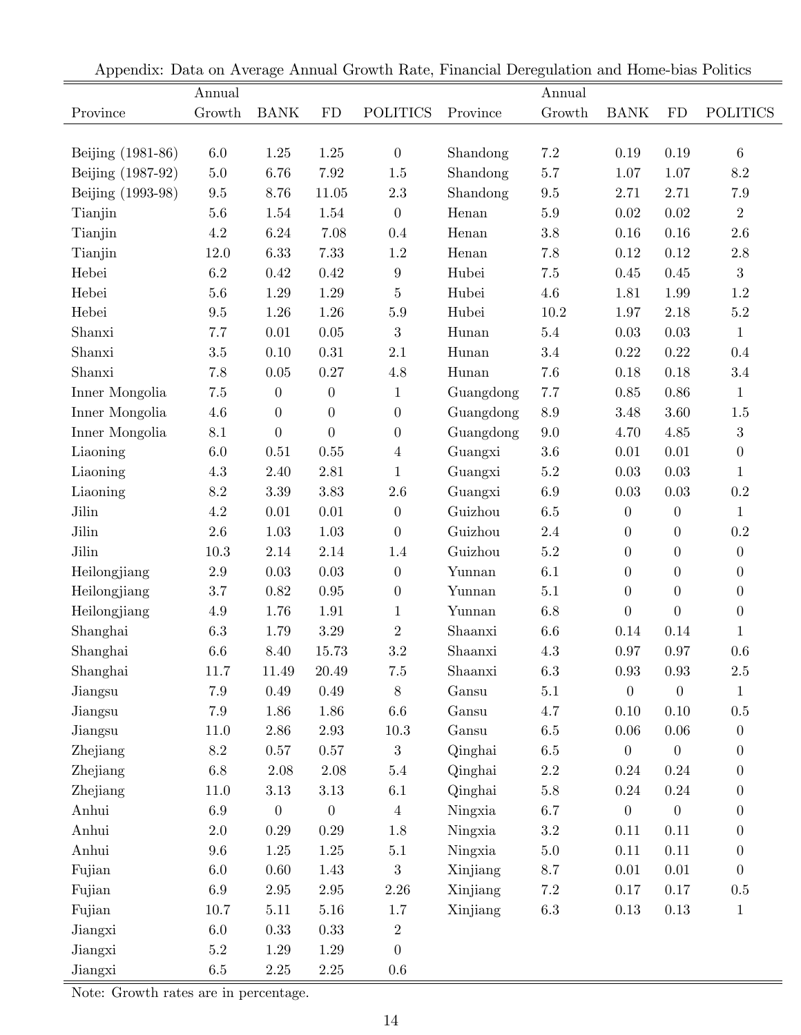Appendix: Data on Average Annual Growth Rate, Financial Deregulation and Home-bias Politics

| Province | Annual Growth | BANK | FD | POLITICS | Province | Annual Growth | BANK | FD | POLITICS |
|---|---|---|---|---|---|---|---|---|---|
| Beijing (1981-86) | 6.0 | 1.25 | 1.25 | 0 | Shandong | 7.2 | 0.19 | 0.19 | 6 |
| Beijing (1987-92) | 5.0 | 6.76 | 7.92 | 1.5 | Shandong | 5.7 | 1.07 | 1.07 | 8.2 |
| Beijing (1993-98) | 9.5 | 8.76 | 11.05 | 2.3 | Shandong | 9.5 | 2.71 | 2.71 | 7.9 |
| Tianjin | 5.6 | 1.54 | 1.54 | 0 | Henan | 5.9 | 0.02 | 0.02 | 2 |
| Tianjin | 4.2 | 6.24 | 7.08 | 0.4 | Henan | 3.8 | 0.16 | 0.16 | 2.6 |
| Tianjin | 12.0 | 6.33 | 7.33 | 1.2 | Henan | 7.8 | 0.12 | 0.12 | 2.8 |
| Hebei | 6.2 | 0.42 | 0.42 | 9 | Hubei | 7.5 | 0.45 | 0.45 | 3 |
| Hebei | 5.6 | 1.29 | 1.29 | 5 | Hubei | 4.6 | 1.81 | 1.99 | 1.2 |
| Hebei | 9.5 | 1.26 | 1.26 | 5.9 | Hubei | 10.2 | 1.97 | 2.18 | 5.2 |
| Shanxi | 7.7 | 0.01 | 0.05 | 3 | Hunan | 5.4 | 0.03 | 0.03 | 1 |
| Shanxi | 3.5 | 0.10 | 0.31 | 2.1 | Hunan | 3.4 | 0.22 | 0.22 | 0.4 |
| Shanxi | 7.8 | 0.05 | 0.27 | 4.8 | Hunan | 7.6 | 0.18 | 0.18 | 3.4 |
| Inner Mongolia | 7.5 | 0 | 0 | 1 | Guangdong | 7.7 | 0.85 | 0.86 | 1 |
| Inner Mongolia | 4.6 | 0 | 0 | 0 | Guangdong | 8.9 | 3.48 | 3.60 | 1.5 |
| Inner Mongolia | 8.1 | 0 | 0 | 0 | Guangdong | 9.0 | 4.70 | 4.85 | 3 |
| Liaoning | 6.0 | 0.51 | 0.55 | 4 | Guangxi | 3.6 | 0.01 | 0.01 | 0 |
| Liaoning | 4.3 | 2.40 | 2.81 | 1 | Guangxi | 5.2 | 0.03 | 0.03 | 1 |
| Liaoning | 8.2 | 3.39 | 3.83 | 2.6 | Guangxi | 6.9 | 0.03 | 0.03 | 0.2 |
| Jilin | 4.2 | 0.01 | 0.01 | 0 | Guizhou | 6.5 | 0 | 0 | 1 |
| Jilin | 2.6 | 1.03 | 1.03 | 0 | Guizhou | 2.4 | 0 | 0 | 0.2 |
| Jilin | 10.3 | 2.14 | 2.14 | 1.4 | Guizhou | 5.2 | 0 | 0 | 0 |
| Heilongjiang | 2.9 | 0.03 | 0.03 | 0 | Yunnan | 6.1 | 0 | 0 | 0 |
| Heilongjiang | 3.7 | 0.82 | 0.95 | 0 | Yunnan | 5.1 | 0 | 0 | 0 |
| Heilongjiang | 4.9 | 1.76 | 1.91 | 1 | Yunnan | 6.8 | 0 | 0 | 0 |
| Shanghai | 6.3 | 1.79 | 3.29 | 2 | Shaanxi | 6.6 | 0.14 | 0.14 | 1 |
| Shanghai | 6.6 | 8.40 | 15.73 | 3.2 | Shaanxi | 4.3 | 0.97 | 0.97 | 0.6 |
| Shanghai | 11.7 | 11.49 | 20.49 | 7.5 | Shaanxi | 6.3 | 0.93 | 0.93 | 2.5 |
| Jiangsu | 7.9 | 0.49 | 0.49 | 8 | Gansu | 5.1 | 0 | 0 | 1 |
| Jiangsu | 7.9 | 1.86 | 1.86 | 6.6 | Gansu | 4.7 | 0.10 | 0.10 | 0.5 |
| Jiangsu | 11.0 | 2.86 | 2.93 | 10.3 | Gansu | 6.5 | 0.06 | 0.06 | 0 |
| Zhejiang | 8.2 | 0.57 | 0.57 | 3 | Qinghai | 6.5 | 0 | 0 | 0 |
| Zhejiang | 6.8 | 2.08 | 2.08 | 5.4 | Qinghai | 2.2 | 0.24 | 0.24 | 0 |
| Zhejiang | 11.0 | 3.13 | 3.13 | 6.1 | Qinghai | 5.8 | 0.24 | 0.24 | 0 |
| Anhui | 6.9 | 0 | 0 | 4 | Ningxia | 6.7 | 0 | 0 | 0 |
| Anhui | 2.0 | 0.29 | 0.29 | 1.8 | Ningxia | 3.2 | 0.11 | 0.11 | 0 |
| Anhui | 9.6 | 1.25 | 1.25 | 5.1 | Ningxia | 5.0 | 0.11 | 0.11 | 0 |
| Fujian | 6.0 | 0.60 | 1.43 | 3 | Xinjiang | 8.7 | 0.01 | 0.01 | 0 |
| Fujian | 6.9 | 2.95 | 2.95 | 2.26 | Xinjiang | 7.2 | 0.17 | 0.17 | 0.5 |
| Fujian | 10.7 | 5.11 | 5.16 | 1.7 | Xinjiang | 6.3 | 0.13 | 0.13 | 1 |
| Jiangxi | 6.0 | 0.33 | 0.33 | 2 | | | | | |
| Jiangxi | 5.2 | 1.29 | 1.29 | 0 | | | | | |
| Jiangxi | 6.5 | 2.25 | 2.25 | 0.6 | | | | | |

Note: Growth rates are in percentage.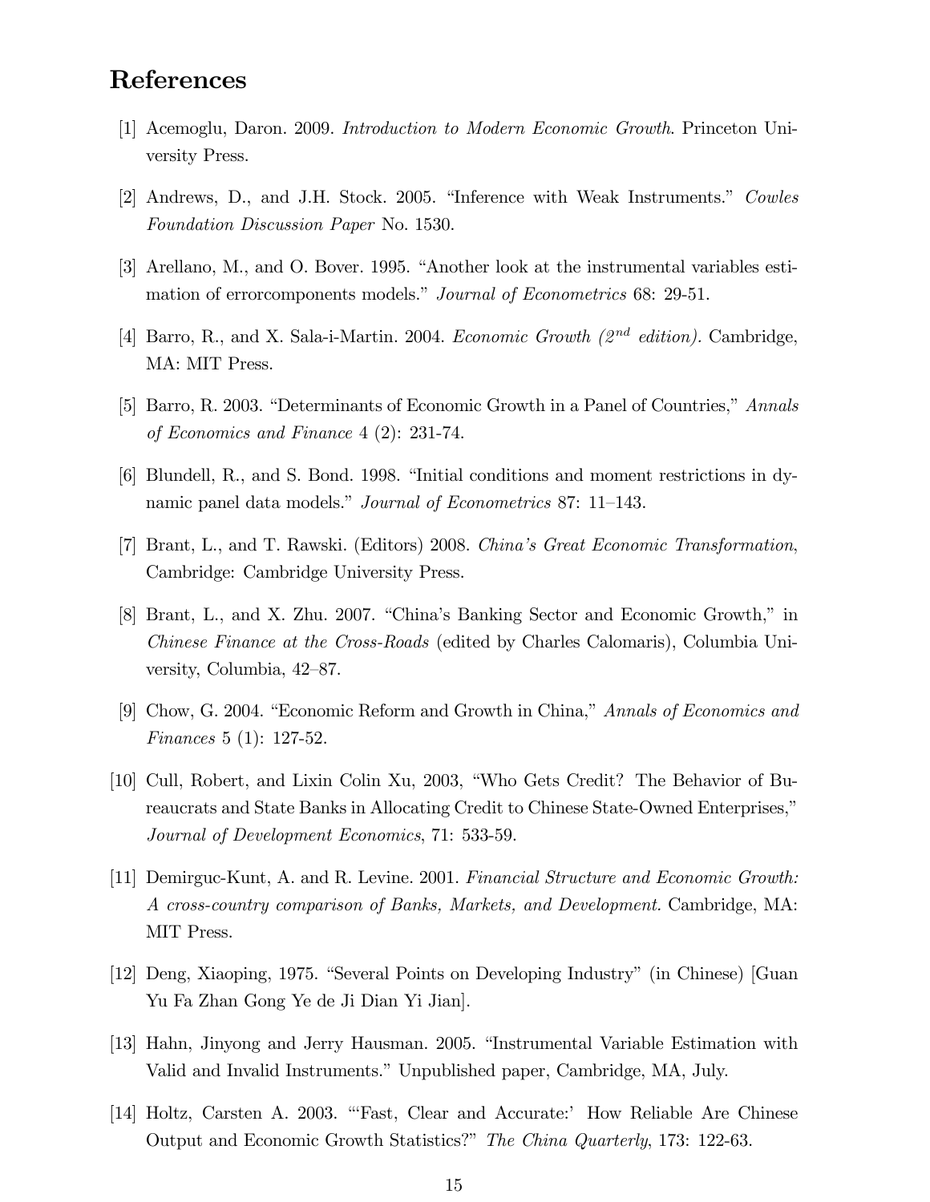## References

[1] Acemoglu, Daron. 2009. *Introduction to Modern Economic Growth*. Princeton University Press.

[2] Andrews, D., and J.H. Stock. 2005. "Inference with Weak Instruments." *Cowles Foundation Discussion Paper* No. 1530.

[3] Arellano, M., and O. Bover. 1995. "Another look at the instrumental variables estimation of errorcomponents models." *Journal of Econometrics* 68: 29-51.

[4] Barro, R., and X. Sala-i-Martin. 2004. *Economic Growth ($2^{nd}$ edition).* Cambridge, MA: MIT Press.

[5] Barro, R. 2003. "Determinants of Economic Growth in a Panel of Countries," *Annals of Economics and Finance* 4 (2): 231-74.

[6] Blundell, R., and S. Bond. 1998. "Initial conditions and moment restrictions in dynamic panel data models." *Journal of Econometrics* 87: 11–143.

[7] Brant, L., and T. Rawski. (Editors) 2008. *China's Great Economic Transformation*, Cambridge: Cambridge University Press.

[8] Brant, L., and X. Zhu. 2007. "China's Banking Sector and Economic Growth," in *Chinese Finance at the Cross-Roads* (edited by Charles Calomaris), Columbia University, Columbia, 42–87.

[9] Chow, G. 2004. "Economic Reform and Growth in China," *Annals of Economics and Finances* 5 (1): 127-52.

[10] Cull, Robert, and Lixin Colin Xu, 2003, "Who Gets Credit? The Behavior of Bureaucrats and State Banks in Allocating Credit to Chinese State-Owned Enterprises," *Journal of Development Economics*, 71: 533-59.

[11] Demirguc-Kunt, A. and R. Levine. 2001. *Financial Structure and Economic Growth: A cross-country comparison of Banks, Markets, and Development.* Cambridge, MA: MIT Press.

[12] Deng, Xiaoping, 1975. "Several Points on Developing Industry" (in Chinese) [Guan Yu Fa Zhan Gong Ye de Ji Dian Yi Jian].

[13] Hahn, Jinyong and Jerry Hausman. 2005. "Instrumental Variable Estimation with Valid and Invalid Instruments." Unpublished paper, Cambridge, MA, July.

[14] Holtz, Carsten A. 2003. "'Fast, Clear and Accurate:' How Reliable Are Chinese Output and Economic Growth Statistics?" *The China Quarterly*, 173: 122-63.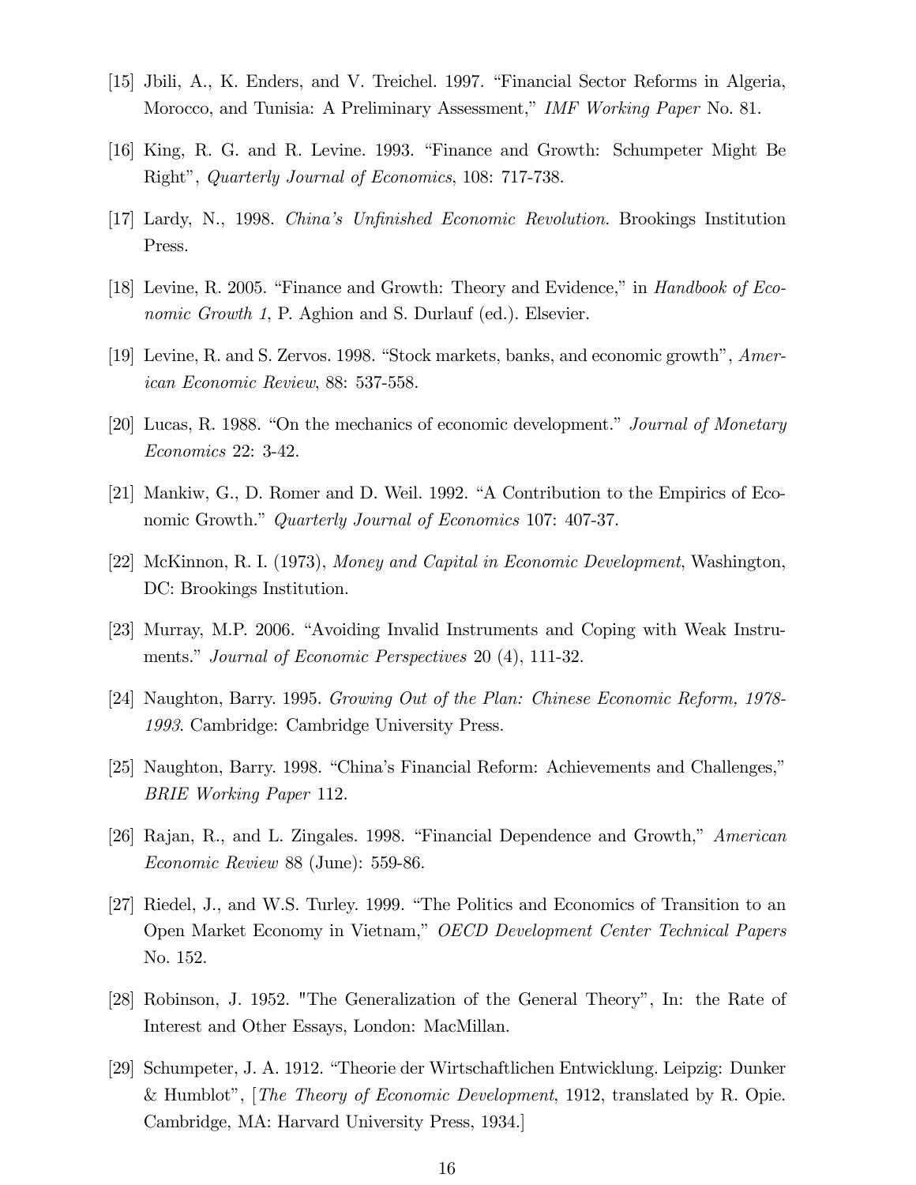[15] Jbili, A., K. Enders, and V. Treichel. 1997. "Financial Sector Reforms in Algeria, Morocco, and Tunisia: A Preliminary Assessment," *IMF Working Paper* No. 81.

[16] King, R. G. and R. Levine. 1993. "Finance and Growth: Schumpeter Might Be Right", *Quarterly Journal of Economics*, 108: 717-738.

[17] Lardy, N., 1998. *China's Unfinished Economic Revolution.* Brookings Institution Press.

[18] Levine, R. 2005. "Finance and Growth: Theory and Evidence," in *Handbook of Economic Growth 1*, P. Aghion and S. Durlauf (ed.). Elsevier.

[19] Levine, R. and S. Zervos. 1998. "Stock markets, banks, and economic growth", *American Economic Review*, 88: 537-558.

[20] Lucas, R. 1988. "On the mechanics of economic development." *Journal of Monetary Economics* 22: 3-42.

[21] Mankiw, G., D. Romer and D. Weil. 1992. "A Contribution to the Empirics of Economic Growth." *Quarterly Journal of Economics* 107: 407-37.

[22] McKinnon, R. I. (1973), *Money and Capital in Economic Development*, Washington, DC: Brookings Institution.

[23] Murray, M.P. 2006. "Avoiding Invalid Instruments and Coping with Weak Instruments." *Journal of Economic Perspectives* 20 (4), 111-32.

[24] Naughton, Barry. 1995. *Growing Out of the Plan: Chinese Economic Reform, 1978-1993*. Cambridge: Cambridge University Press.

[25] Naughton, Barry. 1998. "China's Financial Reform: Achievements and Challenges," *BRIE Working Paper* 112.

[26] Rajan, R., and L. Zingales. 1998. "Financial Dependence and Growth," *American Economic Review* 88 (June): 559-86.

[27] Riedel, J., and W.S. Turley. 1999. "The Politics and Economics of Transition to an Open Market Economy in Vietnam," *OECD Development Center Technical Papers* No. 152.

[28] Robinson, J. 1952. "The Generalization of the General Theory", In: the Rate of Interest and Other Essays, London: MacMillan.

[29] Schumpeter, J. A. 1912. "Theorie der Wirtschaftlichen Entwicklung. Leipzig: Dunker & Humblot", [*The Theory of Economic Development*, 1912, translated by R. Opie. Cambridge, MA: Harvard University Press, 1934.]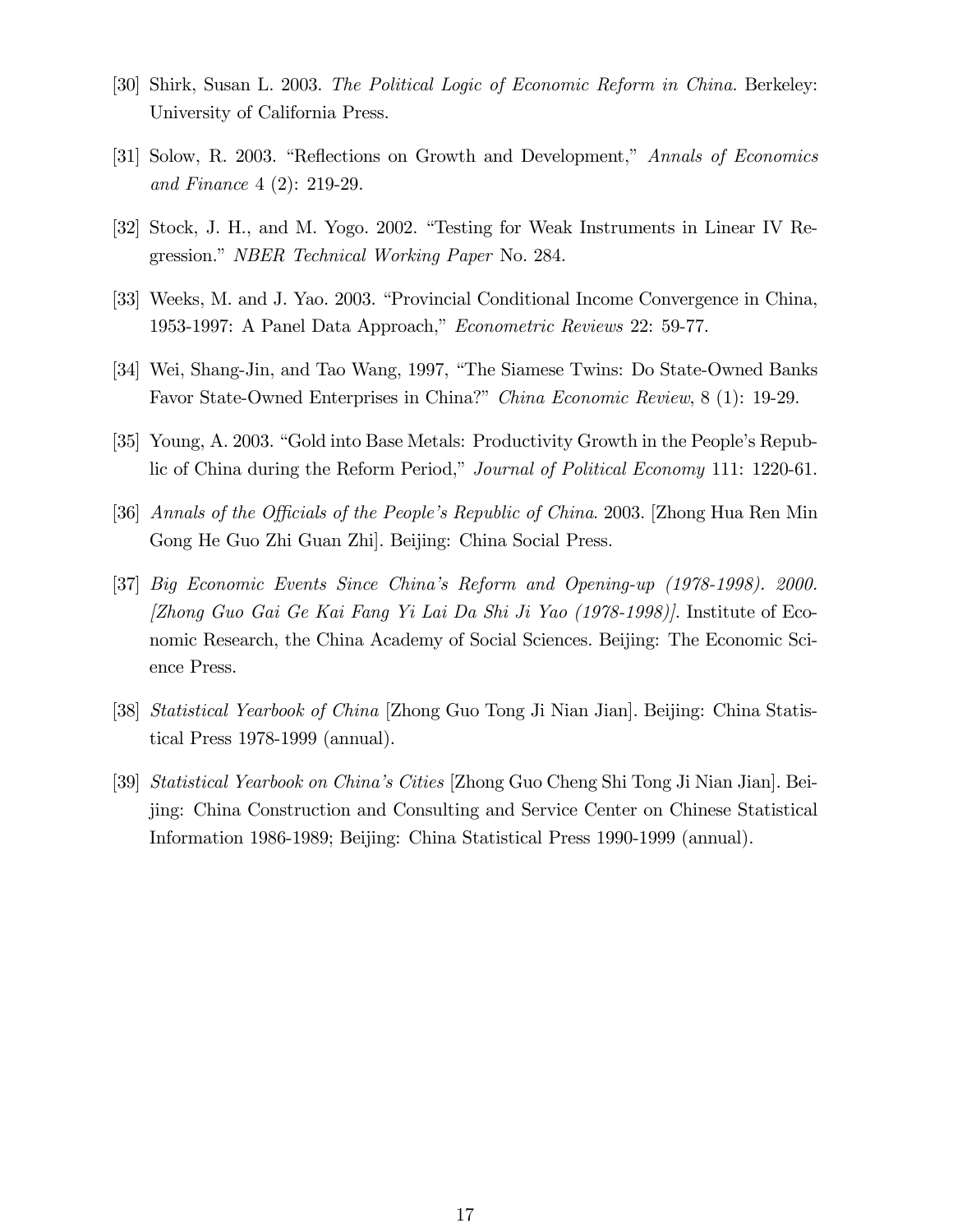[30] Shirk, Susan L. 2003. *The Political Logic of Economic Reform in China.* Berkeley: University of California Press.

[31] Solow, R. 2003. "Reflections on Growth and Development," *Annals of Economics and Finance* 4 (2): 219-29.

[32] Stock, J. H., and M. Yogo. 2002. "Testing for Weak Instruments in Linear IV Regression." *NBER Technical Working Paper* No. 284.

[33] Weeks, M. and J. Yao. 2003. "Provincial Conditional Income Convergence in China, 1953-1997: A Panel Data Approach," *Econometric Reviews* 22: 59-77.

[34] Wei, Shang-Jin, and Tao Wang, 1997, "The Siamese Twins: Do State-Owned Banks Favor State-Owned Enterprises in China?" *China Economic Review*, 8 (1): 19-29.

[35] Young, A. 2003. "Gold into Base Metals: Productivity Growth in the People's Republic of China during the Reform Period," *Journal of Political Economy* 111: 1220-61.

[36] *Annals of the Officials of the People's Republic of China*. 2003. [Zhong Hua Ren Min Gong He Guo Zhi Guan Zhi]. Beijing: China Social Press.

[37] *Big Economic Events Since China's Reform and Opening-up (1978-1998). 2000. [Zhong Guo Gai Ge Kai Fang Yi Lai Da Shi Ji Yao (1978-1998)].* Institute of Economic Research, the China Academy of Social Sciences. Beijing: The Economic Science Press.

[38] *Statistical Yearbook of China* [Zhong Guo Tong Ji Nian Jian]. Beijing: China Statistical Press 1978-1999 (annual).

[39] *Statistical Yearbook on China's Cities* [Zhong Guo Cheng Shi Tong Ji Nian Jian]. Beijing: China Construction and Consulting and Service Center on Chinese Statistical Information 1986-1989; Beijing: China Statistical Press 1990-1999 (annual).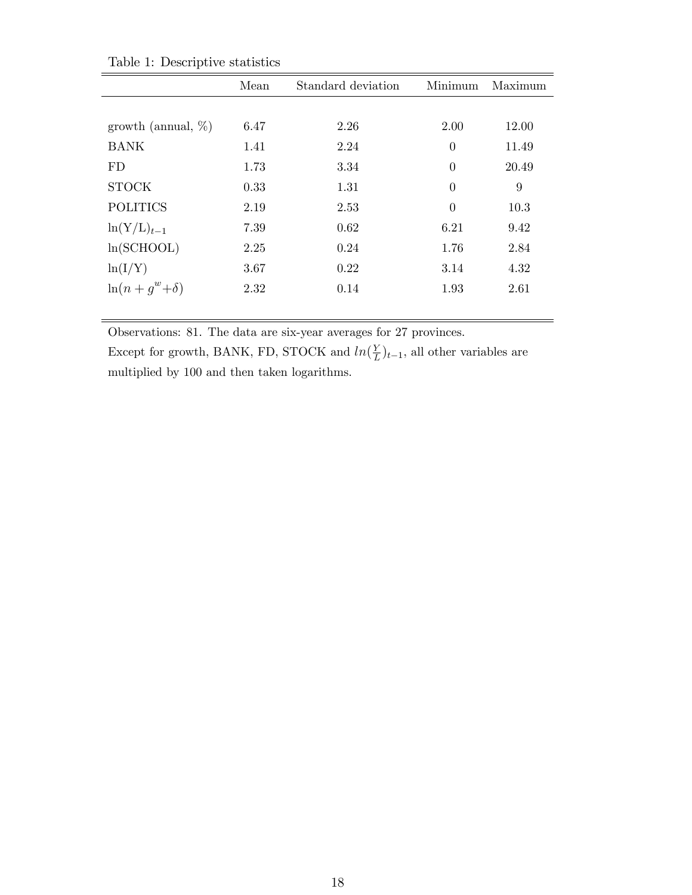Table 1: Descriptive statistics

| | Mean | Standard deviation | Minimum | Maximum |
|---|---|---|---|---|
| growth (annual, %) | 6.47 | 2.26 | 2.00 | 12.00 |
| BANK | 1.41 | 2.24 | 0 | 11.49 |
| FD | 1.73 | 3.34 | 0 | 20.49 |
| STOCK | 0.33 | 1.31 | 0 | 9 |
| POLITICS | 2.19 | 2.53 | 0 | 10.3 |
| $\ln(Y/L)_{t-1}$ | 7.39 | 0.62 | 6.21 | 9.42 |
| ln(SCHOOL) | 2.25 | 0.24 | 1.76 | 2.84 |
| ln(I/Y) | 3.67 | 0.22 | 3.14 | 4.32 |
| $\ln(n + g^w + \delta)$ | 2.32 | 0.14 | 1.93 | 2.61 |

Observations: 81. The data are six-year averages for 27 provinces.
Except for growth, BANK, FD, STOCK and $ln(\frac{Y}{L})_{t-1}$, all other variables are multiplied by 100 and then taken logarithms.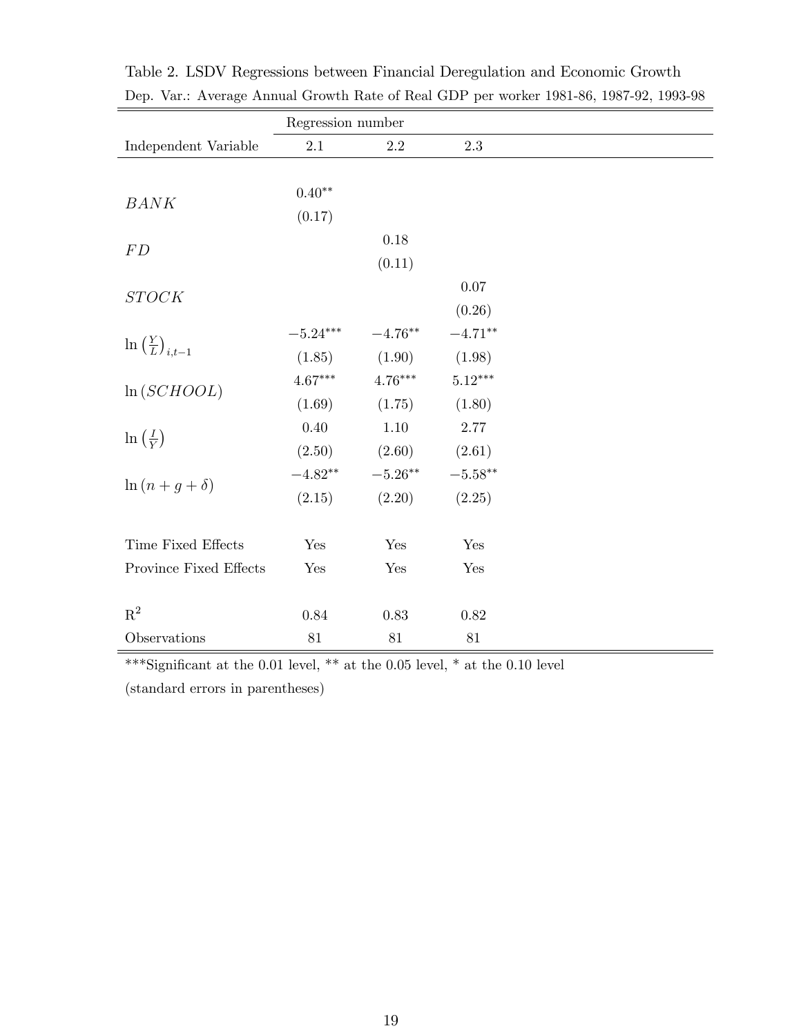Table 2. LSDV Regressions between Financial Deregulation and Economic Growth

Dep. Var.: Average Annual Growth Rate of Real GDP per worker 1981-86, 1987-92, 1993-98

| | Regression number | | |
|---|---|---|---|
| Independent Variable | 2.1 | 2.2 | 2.3 |
| $BANK$ | $0.40^{**}$ | | |
| | (0.17) | | |
| $FD$ | | 0.18 | |
| | | (0.11) | |
| $STOCK$ | | | 0.07 |
| | | | (0.26) |
| $\ln\left(\frac{Y}{L}\right)_{i,t-1}$ | $-5.24^{***}$ | $-4.76^{**}$ | $-4.71^{**}$ |
| | (1.85) | (1.90) | (1.98) |
| $\ln(SCHOOL)$ | $4.67^{***}$ | $4.76^{***}$ | $5.12^{***}$ |
| | (1.69) | (1.75) | (1.80) |
| $\ln\left(\frac{I}{Y}\right)$ | 0.40 | 1.10 | 2.77 |
| | (2.50) | (2.60) | (2.61) |
| $\ln(n+g+\delta)$ | $-4.82^{**}$ | $-5.26^{**}$ | $-5.58^{**}$ |
| | (2.15) | (2.20) | (2.25) |
| Time Fixed Effects | Yes | Yes | Yes |
| Province Fixed Effects | Yes | Yes | Yes |
| $R^2$ | 0.84 | 0.83 | 0.82 |
| Observations | 81 | 81 | 81 |

***Significant at the 0.01 level, ** at the 0.05 level, * at the 0.10 level

(standard errors in parentheses)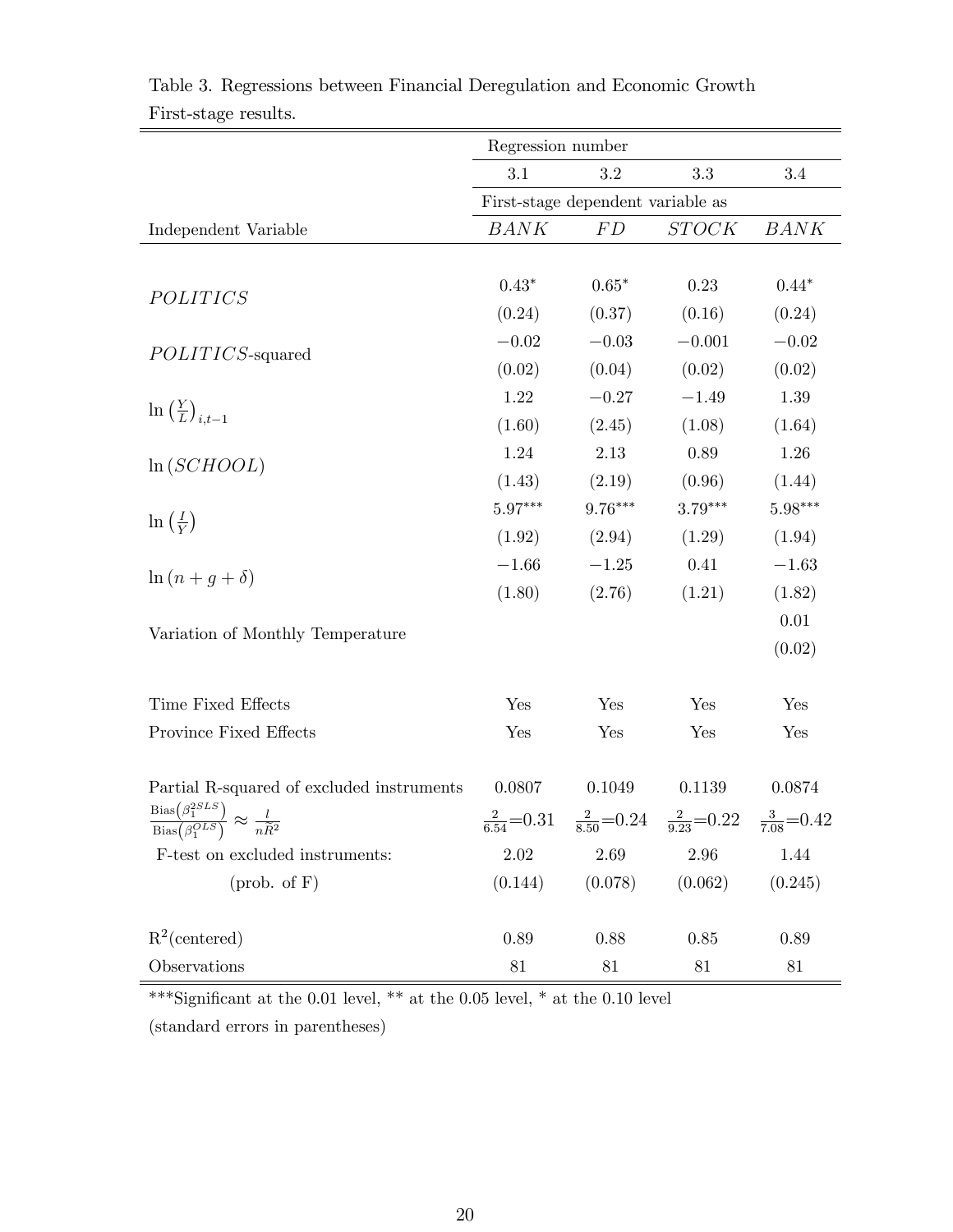Table 3. Regressions between Financial Deregulation and Economic Growth

First-stage results.

| | Regression number | | | |
|---|---|---|---|---|
| | 3.1 | 3.2 | 3.3 | 3.4 |
| | First-stage dependent variable as | | | |
| Independent Variable | $BANK$ | $FD$ | $STOCK$ | $BANK$ |
| $POLITICS$ | $0.43^{*}$ | $0.65^{*}$ | 0.23 | $0.44^{*}$ |
| | (0.24) | (0.37) | (0.16) | (0.24) |
| $POLITICS$-squared | −0.02 | −0.03 | −0.001 | −0.02 |
| | (0.02) | (0.04) | (0.02) | (0.02) |
| $\ln\left(\frac{Y}{L}\right)_{i,t-1}$ | 1.22 | −0.27 | −1.49 | 1.39 |
| | (1.60) | (2.45) | (1.08) | (1.64) |
| $\ln(SCHOOL)$ | 1.24 | 2.13 | 0.89 | 1.26 |
| | (1.43) | (2.19) | (0.96) | (1.44) |
| $\ln\left(\frac{I}{Y}\right)$ | $5.97^{***}$ | $9.76^{***}$ | $3.79^{***}$ | $5.98^{***}$ |
| | (1.92) | (2.94) | (1.29) | (1.94) |
| $\ln(n+g+\delta)$ | −1.66 | −1.25 | 0.41 | −1.63 |
| | (1.80) | (2.76) | (1.21) | (1.82) |
| Variation of Monthly Temperature | | | | 0.01 |
| | | | | (0.02) |
| Time Fixed Effects | Yes | Yes | Yes | Yes |
| Province Fixed Effects | Yes | Yes | Yes | Yes |
| Partial R-squared of excluded instruments | 0.0807 | 0.1049 | 0.1139 | 0.0874 |
| $\frac{\text{Bias}\left(\beta_1^{2SLS}\right)}{\text{Bias}\left(\beta_1^{OLS}\right)} \approx \frac{l}{n\widetilde{R}^2}$ | $\frac{2}{6.54}=0.31$ | $\frac{2}{8.50}=0.24$ | $\frac{2}{9.23}=0.22$ | $\frac{3}{7.08}=0.42$ |
| F-test on excluded instruments: | 2.02 | 2.69 | 2.96 | 1.44 |
| (prob. of F) | (0.144) | (0.078) | (0.062) | (0.245) |
| $R^2$(centered) | 0.89 | 0.88 | 0.85 | 0.89 |
| Observations | 81 | 81 | 81 | 81 |

***Significant at the 0.01 level, ** at the 0.05 level, * at the 0.10 level

(standard errors in parentheses)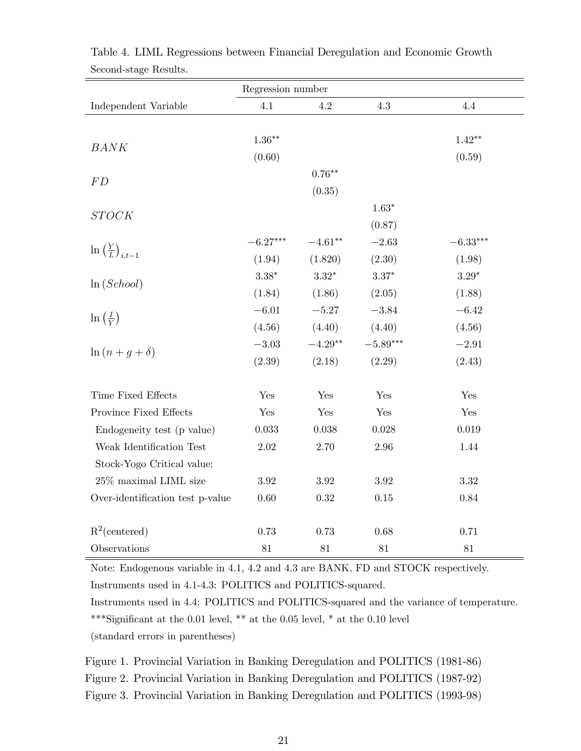Table 4. LIML Regressions between Financial Deregulation and Economic Growth

Second-stage Results.

| | Regression number | | | |
|---|---|---|---|---|
| Independent Variable | 4.1 | 4.2 | 4.3 | 4.4 |
| $BANK$ | $1.36^{**}$ | | | $1.42^{**}$ |
| | (0.60) | | | (0.59) |
| $FD$ | | $0.76^{**}$ | | |
| | | (0.35) | | |
| $STOCK$ | | | $1.63^{*}$ | |
| | | | (0.87) | |
| $\ln\left(\frac{Y}{L}\right)_{i,t-1}$ | $-6.27^{***}$ | $-4.61^{**}$ | $-2.63$ | $-6.33^{***}$ |
| | (1.94) | (1.820) | (2.30) | (1.98) |
| $\ln(School)$ | $3.38^{*}$ | $3.32^{*}$ | $3.37^{*}$ | $3.29^{*}$ |
| | (1.84) | (1.86) | (2.05) | (1.88) |
| $\ln\left(\frac{I}{Y}\right)$ | $-6.01$ | $-5.27$ | $-3.84$ | $-6.42$ |
| | (4.56) | (4.40) | (4.40) | (4.56) |
| $\ln(n+g+\delta)$ | $-3.03$ | $-4.29^{**}$ | $-5.89^{***}$ | $-2.91$ |
| | (2.39) | (2.18) | (2.29) | (2.43) |
| Time Fixed Effects | Yes | Yes | Yes | Yes |
| Province Fixed Effects | Yes | Yes | Yes | Yes |
| Endogeneity test (p value) | 0.033 | 0.038 | 0.028 | 0.019 |
| Weak Identification Test | 2.02 | 2.70 | 2.96 | 1.44 |
| Stock-Yogo Critical value: | | | | |
| 25% maximal LIML size | 3.92 | 3.92 | 3.92 | 3.32 |
| Over-identification test p-value | 0.60 | 0.32 | 0.15 | 0.84 |
| $R^2$(centered) | 0.73 | 0.73 | 0.68 | 0.71 |
| Observations | 81 | 81 | 81 | 81 |

Note: Endogenous variable in 4.1, 4.2 and 4.3 are BANK, FD and STOCK respectively.

Instruments used in 4.1-4.3: POLITICS and POLITICS-squared.

Instruments used in 4.4: POLITICS and POLITICS-squared and the variance of temperature.

***Significant at the 0.01 level, ** at the 0.05 level, * at the 0.10 level

(standard errors in parentheses)

Figure 1. Provincial Variation in Banking Deregulation and POLITICS (1981-86)

Figure 2. Provincial Variation in Banking Deregulation and POLITICS (1987-92)

Figure 3. Provincial Variation in Banking Deregulation and POLITICS (1993-98)